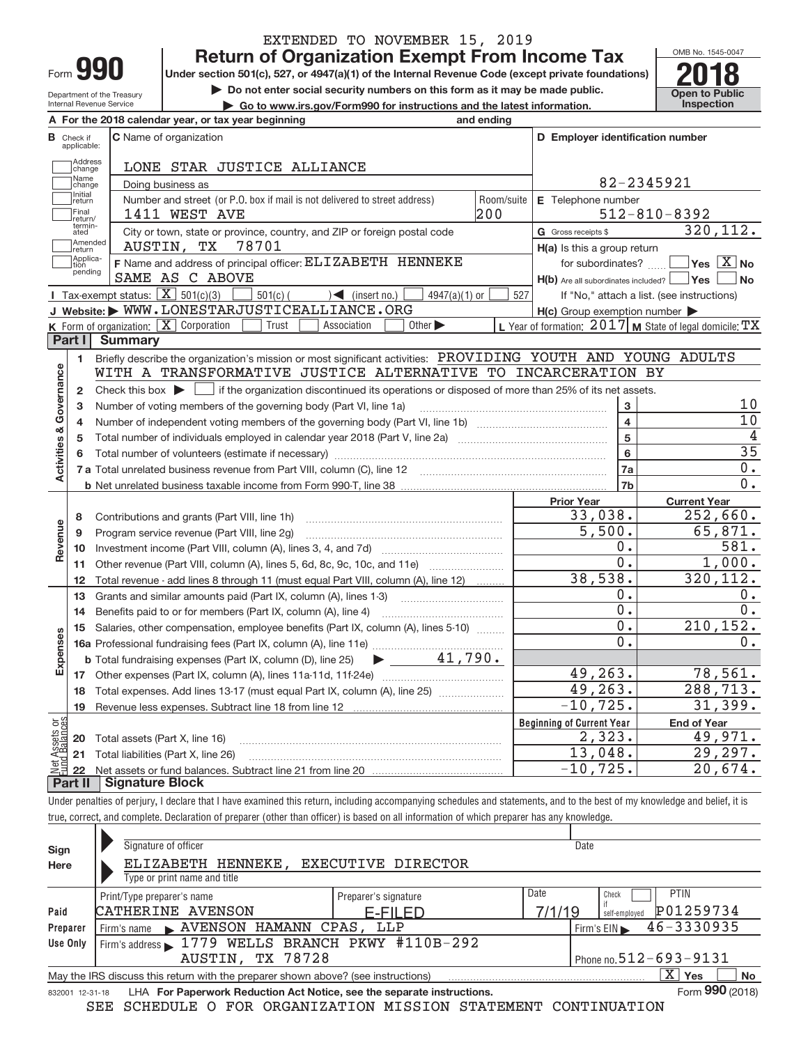EXTENDED TO NOVEMBER 15, 2019

# Form 990 — Return of Organization Exempt From Income Tax — 2018

Under section 501(c), 527, or 4947(a)(1) of the Internal Revenue Code (except private foundations)

▶ Do not enter social security numbers on this form as it may be made public.

▶ Go to www.irs.gov/Form990 for instructions and the latest information.

Department of the Treasury, Internal Revenue Service — OMB No. 1545-0047 — Open to Public Inspection

**A** For the 2018 calendar year, or tax year beginning and ending

**B** Check if applicable: Address change, Name change, Initial return, Final return/terminated, Amended return, Application pending

**C** Name of organization: LONE STAR JUSTICE ALLIANCE

Doing business as

Number and street (or P.O. box if mail is not delivered to street address): 1411 WEST AVE — Room/suite: 200

City or town, state or province, country, and ZIP or foreign postal code: AUSTIN, TX 78701

**D** Employer identification number: 82-2345921

**E** Telephone number: 512-810-8392

**G** Gross receipts $ 320,112.

**F** Name and address of principal officer: ELIZABETH HENNEKE, SAME AS C ABOVE

**H(a)** Is this a group return for subordinates? Yes [ ] No [X]

**H(b)** Are all subordinates included? Yes [ ] No [ ] — If "No," attach a list. (see instructions)

**H(c)** Group exemption number ▶

**I** Tax-exempt status: [X] 501(c)(3) [ ] 501(c)( ) ◀ (insert no.) [ ] 4947(a)(1) or [ ] 527

**J** Website: ▶ WWW.LONESTARJUSTICEALLIANCE.ORG

**K** Form of organization: [X] Corporation [ ] Trust [ ] Association [ ] Other ▶

**L** Year of formation: 2017 **M** State of legal domicile: TX

## Part I Summary

**Activities & Governance**

1 Briefly describe the organization's mission or most significant activities: PROVIDING YOUTH AND YOUNG ADULTS WITH A TRANSFORMATIVE JUSTICE ALTERNATIVE TO INCARCERATION BY

2 Check this box ▶ [ ] if the organization discontinued its operations or disposed of more than 25% of its net assets.

| | | Line | |
|---|---|---|---|
| 3 | Number of voting members of the governing body (Part VI, line 1a) | 3 | 10 |
| 4 | Number of independent voting members of the governing body (Part VI, line 1b) | 4 | 10 |
| 5 | Total number of individuals employed in calendar year 2018 (Part V, line 2a) | 5 | 4 |
| 6 | Total number of volunteers (estimate if necessary) | 6 | 35 |
| 7a | Total unrelated business revenue from Part VIII, column (C), line 12 | 7a | 0. |
| b | Net unrelated business taxable income from Form 990-T, line 38 | 7b | 0. |

| | | Prior Year | Current Year |
|---|---|---|---|
| **Revenue** | | | |
| 8 | Contributions and grants (Part VIII, line 1h) | 33,038. | 252,660. |
| 9 | Program service revenue (Part VIII, line 2g) | 5,500. | 65,871. |
| 10 | Investment income (Part VIII, column (A), lines 3, 4, and 7d) | 0. | 581. |
| 11 | Other revenue (Part VIII, column (A), lines 5, 6d, 8c, 9c, 10c, and 11e) | 0. | 1,000. |
| 12 | Total revenue - add lines 8 through 11 (must equal Part VIII, column (A), line 12) | 38,538. | 320,112. |
| **Expenses** | | | |
| 13 | Grants and similar amounts paid (Part IX, column (A), lines 1-3) | 0. | 0. |
| 14 | Benefits paid to or for members (Part IX, column (A), line 4) | 0. | 0. |
| 15 | Salaries, other compensation, employee benefits (Part IX, column (A), lines 5-10) | 0. | 210,152. |
| 16a | Professional fundraising fees (Part IX, column (A), line 11e) | 0. | 0. |
| b | Total fundraising expenses (Part IX, column (D), line 25) ▶ 41,790. | | |
| 17 | Other expenses (Part IX, column (A), lines 11a-11d, 11f-24e) | 49,263. | 78,561. |
| 18 | Total expenses. Add lines 13-17 (must equal Part IX, column (A), line 25) | 49,263. | 288,713. |
| 19 | Revenue less expenses. Subtract line 18 from line 12 | -10,725. | 31,399. |

| | | Beginning of Current Year | End of Year |
|---|---|---|---|
| **Net Assets or Fund Balances** | | | |
| 20 | Total assets (Part X, line 16) | 2,323. | 49,971. |
| 21 | Total liabilities (Part X, line 26) | 13,048. | 29,297. |
| 22 | Net assets or fund balances. Subtract line 21 from line 20 | -10,725. | 20,674. |

## Part II Signature Block

Under penalties of perjury, I declare that I have examined this return, including accompanying schedules and statements, and to the best of my knowledge and belief, it is true, correct, and complete. Declaration of preparer (other than officer) is based on all information of which preparer has any knowledge.

**Sign Here**

Signature of officer — Date

ELIZABETH HENNEKE, EXECUTIVE DIRECTOR

Type or print name and title

**Paid Preparer Use Only**

| Print/Type preparer's name | Preparer's signature | Date | Check if self-employed | PTIN |
|---|---|---|---|---|
| CATHERINE AVENSON | E-FILED | 7/1/19 | [ ] | P01259734 |

Firm's name ▶ AVENSON HAMANN CPAS, LLP — Firm's EIN ▶ 46-3330935

Firm's address ▶ 1779 WELLS BRANCH PKWY #110B-292, AUSTIN, TX 78728 — Phone no. 512-693-9131

May the IRS discuss this return with the preparer shown above? (see instructions) [X] Yes [ ] No

832001 12-31-18 LHA For Paperwork Reduction Act Notice, see the separate instructions. Form **990** (2018)

SEE SCHEDULE O FOR ORGANIZATION MISSION STATEMENT CONTINUATION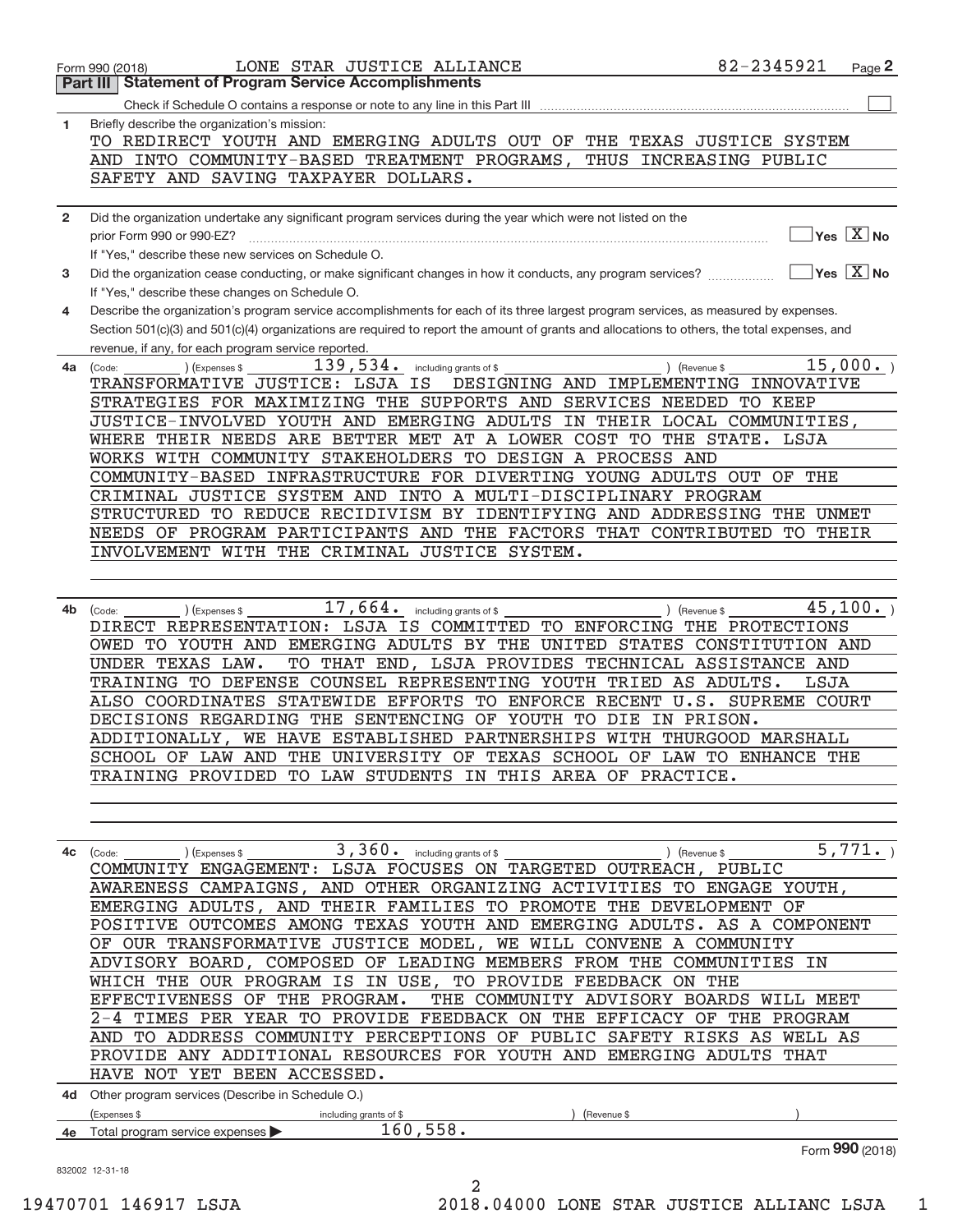Form 990 (2018) LONE STAR JUSTICE ALLIANCE 82-2345921

## Part III Statement of Program Service Accomplishments

Check if Schedule O contains a response or note to any line in this Part III ☐

**1** Briefly describe the organization's mission:

TO REDIRECT YOUTH AND EMERGING ADULTS OUT OF THE TEXAS JUSTICE SYSTEM AND INTO COMMUNITY-BASED TREATMENT PROGRAMS, THUS INCREASING PUBLIC SAFETY AND SAVING TAXPAYER DOLLARS.

**2** Did the organization undertake any significant program services during the year which were not listed on the prior Form 990 or 990-EZ? ☐ Yes ☒ No

If "Yes," describe these new services on Schedule O.

**3** Did the organization cease conducting, or make significant changes in how it conducts, any program services? ☐ Yes ☒ No

If "Yes," describe these changes on Schedule O.

**4** Describe the organization's program service accomplishments for each of its three largest program services, as measured by expenses. Section 501(c)(3) and 501(c)(4) organizations are required to report the amount of grants and allocations to others, the total expenses, and revenue, if any, for each program service reported.

**4a** (Code: ) (Expenses $ 139,534. including grants of $ ) (Revenue $ 15,000. )

TRANSFORMATIVE JUSTICE: LSJA IS DESIGNING AND IMPLEMENTING INNOVATIVE STRATEGIES FOR MAXIMIZING THE SUPPORTS AND SERVICES NEEDED TO KEEP JUSTICE-INVOLVED YOUTH AND EMERGING ADULTS IN THEIR LOCAL COMMUNITIES, WHERE THEIR NEEDS ARE BETTER MET AT A LOWER COST TO THE STATE. LSJA WORKS WITH COMMUNITY STAKEHOLDERS TO DESIGN A PROCESS AND COMMUNITY-BASED INFRASTRUCTURE FOR DIVERTING YOUNG ADULTS OUT OF THE CRIMINAL JUSTICE SYSTEM AND INTO A MULTI-DISCIPLINARY PROGRAM STRUCTURED TO REDUCE RECIDIVISM BY IDENTIFYING AND ADDRESSING THE UNMET NEEDS OF PROGRAM PARTICIPANTS AND THE FACTORS THAT CONTRIBUTED TO THEIR INVOLVEMENT WITH THE CRIMINAL JUSTICE SYSTEM.

**4b** (Code: ) (Expenses $ 17,664. including grants of $ ) (Revenue $ 45,100. )

DIRECT REPRESENTATION: LSJA IS COMMITTED TO ENFORCING THE PROTECTIONS OWED TO YOUTH AND EMERGING ADULTS BY THE UNITED STATES CONSTITUTION AND UNDER TEXAS LAW. TO THAT END, LSJA PROVIDES TECHNICAL ASSISTANCE AND TRAINING TO DEFENSE COUNSEL REPRESENTING YOUTH TRIED AS ADULTS. LSJA ALSO COORDINATES STATEWIDE EFFORTS TO ENFORCE RECENT U.S. SUPREME COURT DECISIONS REGARDING THE SENTENCING OF YOUTH TO DIE IN PRISON. ADDITIONALLY, WE HAVE ESTABLISHED PARTNERSHIPS WITH THURGOOD MARSHALL SCHOOL OF LAW AND THE UNIVERSITY OF TEXAS SCHOOL OF LAW TO ENHANCE THE TRAINING PROVIDED TO LAW STUDENTS IN THIS AREA OF PRACTICE.

**4c** (Code: ) (Expenses $ 3,360. including grants of $ ) (Revenue $ 5,771. )

COMMUNITY ENGAGEMENT: LSJA FOCUSES ON TARGETED OUTREACH, PUBLIC AWARENESS CAMPAIGNS, AND OTHER ORGANIZING ACTIVITIES TO ENGAGE YOUTH, EMERGING ADULTS, AND THEIR FAMILIES TO PROMOTE THE DEVELOPMENT OF POSITIVE OUTCOMES AMONG TEXAS YOUTH AND EMERGING ADULTS. AS A COMPONENT OF OUR TRANSFORMATIVE JUSTICE MODEL, WE WILL CONVENE A COMMUNITY ADVISORY BOARD, COMPOSED OF LEADING MEMBERS FROM THE COMMUNITIES IN WHICH THE OUR PROGRAM IS IN USE, TO PROVIDE FEEDBACK ON THE EFFECTIVENESS OF THE PROGRAM. THE COMMUNITY ADVISORY BOARDS WILL MEET 2-4 TIMES PER YEAR TO PROVIDE FEEDBACK ON THE EFFICACY OF THE PROGRAM AND TO ADDRESS COMMUNITY PERCEPTIONS OF PUBLIC SAFETY RISKS AS WELL AS PROVIDE ANY ADDITIONAL RESOURCES FOR YOUTH AND EMERGING ADULTS THAT HAVE NOT YET BEEN ACCESSED.

**4d** Other program services (Describe in Schedule O.)

(Expenses $ including grants of $ ) (Revenue $ )

**4e** Total program service expenses ▶ 160,558.

Form 990 (2018)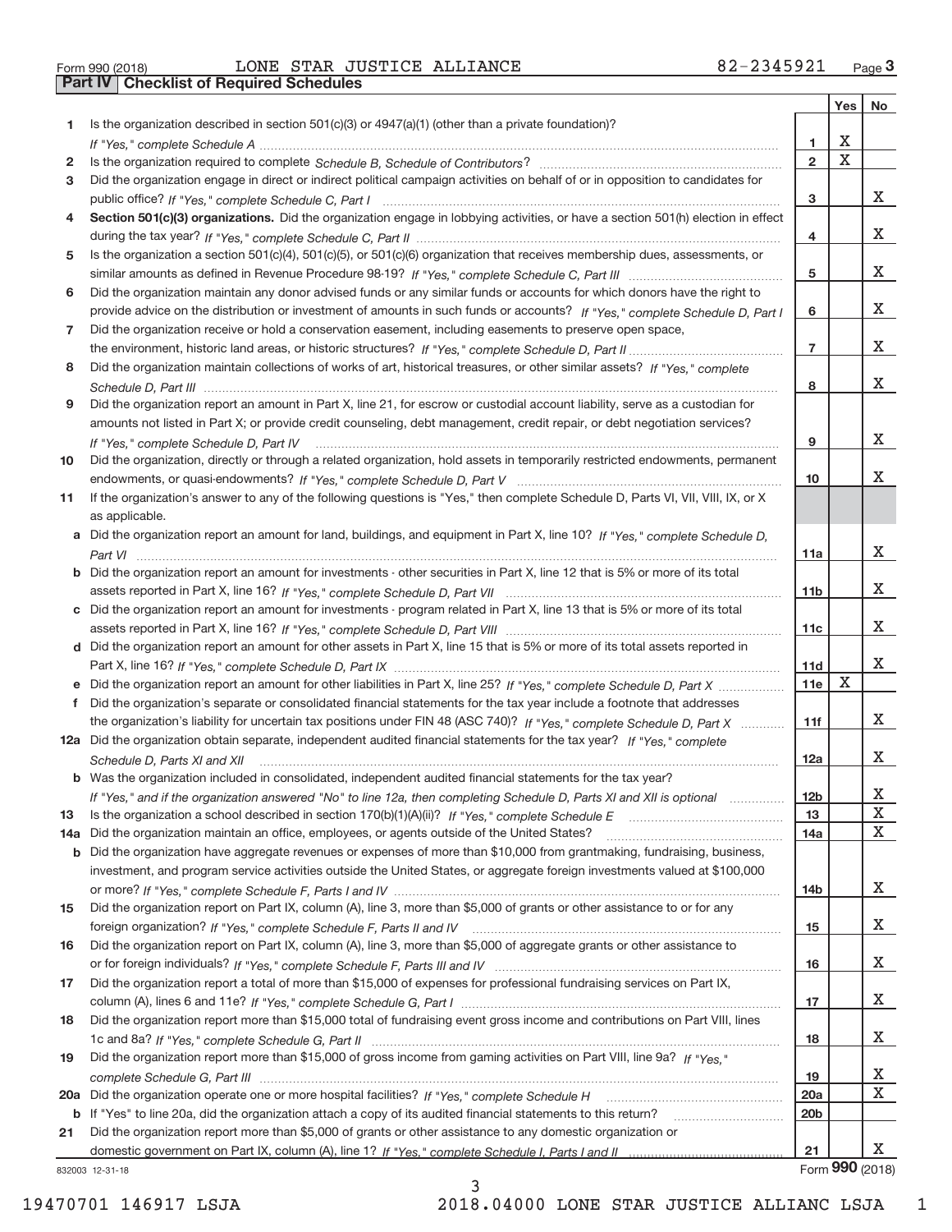Form 990 (2018) LONE STAR JUSTICE ALLIANCE 82-2345921 Page 3

## Part IV Checklist of Required Schedules

| | | | Yes | No |
|---|---|---|---|---|
| 1 | Is the organization described in section 501(c)(3) or 4947(a)(1) (other than a private foundation)? *If "Yes," complete Schedule A* | 1 | X | |
| 2 | Is the organization required to complete *Schedule B, Schedule of Contributors*? | 2 | X | |
| 3 | Did the organization engage in direct or indirect political campaign activities on behalf of or in opposition to candidates for public office? *If "Yes," complete Schedule C, Part I* | 3 | | X |
| 4 | **Section 501(c)(3) organizations.** Did the organization engage in lobbying activities, or have a section 501(h) election in effect during the tax year? *If "Yes," complete Schedule C, Part II* | 4 | | X |
| 5 | Is the organization a section 501(c)(4), 501(c)(5), or 501(c)(6) organization that receives membership dues, assessments, or similar amounts as defined in Revenue Procedure 98-19? *If "Yes," complete Schedule C, Part III* | 5 | | X |
| 6 | Did the organization maintain any donor advised funds or any similar funds or accounts for which donors have the right to provide advice on the distribution or investment of amounts in such funds or accounts? *If "Yes," complete Schedule D, Part I* | 6 | | X |
| 7 | Did the organization receive or hold a conservation easement, including easements to preserve open space, the environment, historic land areas, or historic structures? *If "Yes," complete Schedule D, Part II* | 7 | | X |
| 8 | Did the organization maintain collections of works of art, historical treasures, or other similar assets? *If "Yes," complete Schedule D, Part III* | 8 | | X |
| 9 | Did the organization report an amount in Part X, line 21, for escrow or custodial account liability, serve as a custodian for amounts not listed in Part X; or provide credit counseling, debt management, credit repair, or debt negotiation services? *If "Yes," complete Schedule D, Part IV* | 9 | | X |
| 10 | Did the organization, directly or through a related organization, hold assets in temporarily restricted endowments, permanent endowments, or quasi-endowments? *If "Yes," complete Schedule D, Part V* | 10 | | X |
| 11 | If the organization's answer to any of the following questions is "Yes," then complete Schedule D, Parts VI, VII, VIII, IX, or X as applicable. | | | |
| a | Did the organization report an amount for land, buildings, and equipment in Part X, line 10? *If "Yes," complete Schedule D, Part VI* | 11a | | X |
| b | Did the organization report an amount for investments - other securities in Part X, line 12 that is 5% or more of its total assets reported in Part X, line 16? *If "Yes," complete Schedule D, Part VII* | 11b | | X |
| c | Did the organization report an amount for investments - program related in Part X, line 13 that is 5% or more of its total assets reported in Part X, line 16? *If "Yes," complete Schedule D, Part VIII* | 11c | | X |
| d | Did the organization report an amount for other assets in Part X, line 15 that is 5% or more of its total assets reported in Part X, line 16? *If "Yes," complete Schedule D, Part IX* | 11d | | X |
| e | Did the organization report an amount for other liabilities in Part X, line 25? *If "Yes," complete Schedule D, Part X* | 11e | X | |
| f | Did the organization's separate or consolidated financial statements for the tax year include a footnote that addresses the organization's liability for uncertain tax positions under FIN 48 (ASC 740)? *If "Yes," complete Schedule D, Part X* | 11f | | X |
| 12a | Did the organization obtain separate, independent audited financial statements for the tax year? *If "Yes," complete Schedule D, Parts XI and XII* | 12a | | X |
| b | Was the organization included in consolidated, independent audited financial statements for the tax year? *If "Yes," and if the organization answered "No" to line 12a, then completing Schedule D, Parts XI and XII is optional* | 12b | | X |
| 13 | Is the organization a school described in section 170(b)(1)(A)(ii)? *If "Yes," complete Schedule E* | 13 | | X |
| 14a | Did the organization maintain an office, employees, or agents outside of the United States? | 14a | | X |
| b | Did the organization have aggregate revenues or expenses of more than $10,000 from grantmaking, fundraising, business, investment, and program service activities outside the United States, or aggregate foreign investments valued at $100,000 or more? *If "Yes," complete Schedule F, Parts I and IV* | 14b | | X |
| 15 | Did the organization report on Part IX, column (A), line 3, more than $5,000 of grants or other assistance to or for any foreign organization? *If "Yes," complete Schedule F, Parts II and IV* | 15 | | X |
| 16 | Did the organization report on Part IX, column (A), line 3, more than $5,000 of aggregate grants or other assistance to or for foreign individuals? *If "Yes," complete Schedule F, Parts III and IV* | 16 | | X |
| 17 | Did the organization report a total of more than $15,000 of expenses for professional fundraising services on Part IX, column (A), lines 6 and 11e? *If "Yes," complete Schedule G, Part I* | 17 | | X |
| 18 | Did the organization report more than $15,000 total of fundraising event gross income and contributions on Part VIII, lines 1c and 8a? *If "Yes," complete Schedule G, Part II* | 18 | | X |
| 19 | Did the organization report more than $15,000 of gross income from gaming activities on Part VIII, line 9a? *If "Yes," complete Schedule G, Part III* | 19 | | X |
| 20a | Did the organization operate one or more hospital facilities? *If "Yes," complete Schedule H* | 20a | | X |
| b | If "Yes" to line 20a, did the organization attach a copy of its audited financial statements to this return? | 20b | | |
| 21 | Did the organization report more than $5,000 of grants or other assistance to any domestic organization or domestic government on Part IX, column (A), line 1? *If "Yes," complete Schedule I, Parts I and II* | 21 | | X |

832003 12-31-18 Form 990 (2018)

19470701 146917 LSJA 2018.04000 LONE STAR JUSTICE ALLIANC LSJA 1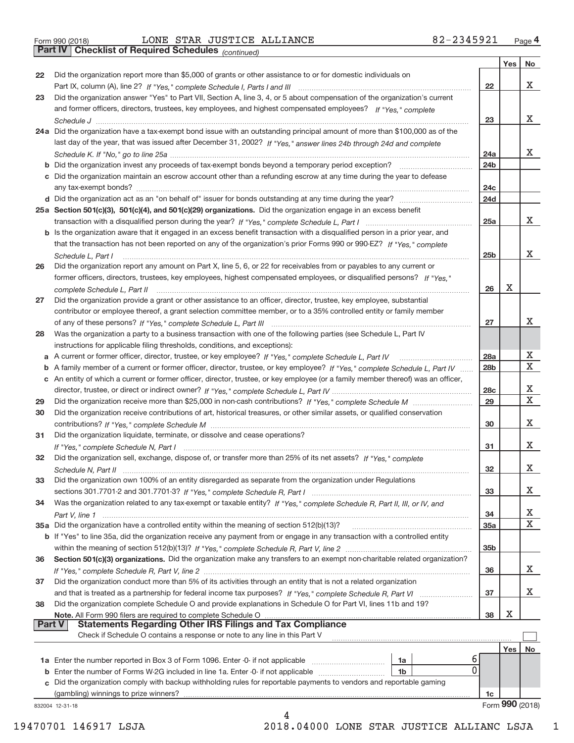Form 990 (2018) LONE STAR JUSTICE ALLIANCE 82-2345921 Page 4

## Part IV Checklist of Required Schedules *(continued)*

| | | | Yes | No |
|---|---|---|---|---|
| 22 | Did the organization report more than $5,000 of grants or other assistance to or for domestic individuals on Part IX, column (A), line 2? *If "Yes," complete Schedule I, Parts I and III* | 22 | | X |
| 23 | Did the organization answer "Yes" to Part VII, Section A, line 3, 4, or 5 about compensation of the organization's current and former officers, directors, trustees, key employees, and highest compensated employees? *If "Yes," complete Schedule J* | 23 | | X |
| 24a | Did the organization have a tax-exempt bond issue with an outstanding principal amount of more than $100,000 as of the last day of the year, that was issued after December 31, 2002? *If "Yes," answer lines 24b through 24d and complete Schedule K. If "No," go to line 25a* | 24a | | X |
| b | Did the organization invest any proceeds of tax-exempt bonds beyond a temporary period exception? | 24b | | |
| c | Did the organization maintain an escrow account other than a refunding escrow at any time during the year to defease any tax-exempt bonds? | 24c | | |
| d | Did the organization act as an "on behalf of" issuer for bonds outstanding at any time during the year? | 24d | | |
| 25a | **Section 501(c)(3), 501(c)(4), and 501(c)(29) organizations.** Did the organization engage in an excess benefit transaction with a disqualified person during the year? *If "Yes," complete Schedule L, Part I* | 25a | | X |
| b | Is the organization aware that it engaged in an excess benefit transaction with a disqualified person in a prior year, and that the transaction has not been reported on any of the organization's prior Forms 990 or 990-EZ? *If "Yes," complete Schedule L, Part I* | 25b | | X |
| 26 | Did the organization report any amount on Part X, line 5, 6, or 22 for receivables from or payables to any current or former officers, directors, trustees, key employees, highest compensated employees, or disqualified persons? *If "Yes," complete Schedule L, Part II* | 26 | X | |
| 27 | Did the organization provide a grant or other assistance to an officer, director, trustee, key employee, substantial contributor or employee thereof, a grant selection committee member, or to a 35% controlled entity or family member of any of these persons? *If "Yes," complete Schedule L, Part III* | 27 | | X |
| 28 | Was the organization a party to a business transaction with one of the following parties (see Schedule L, Part IV instructions for applicable filing thresholds, conditions, and exceptions): | | | |
| a | A current or former officer, director, trustee, or key employee? *If "Yes," complete Schedule L, Part IV* | 28a | | X |
| b | A family member of a current or former officer, director, trustee, or key employee? *If "Yes," complete Schedule L, Part IV* | 28b | | X |
| c | An entity of which a current or former officer, director, trustee, or key employee (or a family member thereof) was an officer, director, trustee, or direct or indirect owner? *If "Yes," complete Schedule L, Part IV* | 28c | | X |
| 29 | Did the organization receive more than $25,000 in non-cash contributions? *If "Yes," complete Schedule M* | 29 | | X |
| 30 | Did the organization receive contributions of art, historical treasures, or other similar assets, or qualified conservation contributions? *If "Yes," complete Schedule M* | 30 | | X |
| 31 | Did the organization liquidate, terminate, or dissolve and cease operations? *If "Yes," complete Schedule N, Part I* | 31 | | X |
| 32 | Did the organization sell, exchange, dispose of, or transfer more than 25% of its net assets? *If "Yes," complete Schedule N, Part II* | 32 | | X |
| 33 | Did the organization own 100% of an entity disregarded as separate from the organization under Regulations sections 301.7701-2 and 301.7701-3? *If "Yes," complete Schedule R, Part I* | 33 | | X |
| 34 | Was the organization related to any tax-exempt or taxable entity? *If "Yes," complete Schedule R, Part II, III, or IV, and Part V, line 1* | 34 | | X |
| 35a | Did the organization have a controlled entity within the meaning of section 512(b)(13)? | 35a | | X |
| b | If "Yes" to line 35a, did the organization receive any payment from or engage in any transaction with a controlled entity within the meaning of section 512(b)(13)? *If "Yes," complete Schedule R, Part V, line 2* | 35b | | |
| 36 | **Section 501(c)(3) organizations.** Did the organization make any transfers to an exempt non-charitable related organization? *If "Yes," complete Schedule R, Part V, line 2* | 36 | | X |
| 37 | Did the organization conduct more than 5% of its activities through an entity that is not a related organization and that is treated as a partnership for federal income tax purposes? *If "Yes," complete Schedule R, Part VI* | 37 | | X |
| 38 | Did the organization complete Schedule O and provide explanations in Schedule O for Part VI, lines 11b and 19? **Note.** All Form 990 filers are required to complete Schedule O | 38 | X | |

## Part V Statements Regarding Other IRS Filings and Tax Compliance

Check if Schedule O contains a response or note to any line in this Part V ☐

| | | | | | Yes | No |
|---|---|---|---|---|---|---|
| 1a | Enter the number reported in Box 3 of Form 1096. Enter -0- if not applicable | 1a | 6 | | | |
| b | Enter the number of Forms W-2G included in line 1a. Enter -0- if not applicable | 1b | 0 | | | |
| c | Did the organization comply with backup withholding rules for reportable payments to vendors and reportable gaming (gambling) winnings to prize winners? | | | 1c | | |

832004 12-31-18 Form **990** (2018)

19470701 146917 LSJA 2018.04000 LONE STAR JUSTICE ALLIANC LSJA 1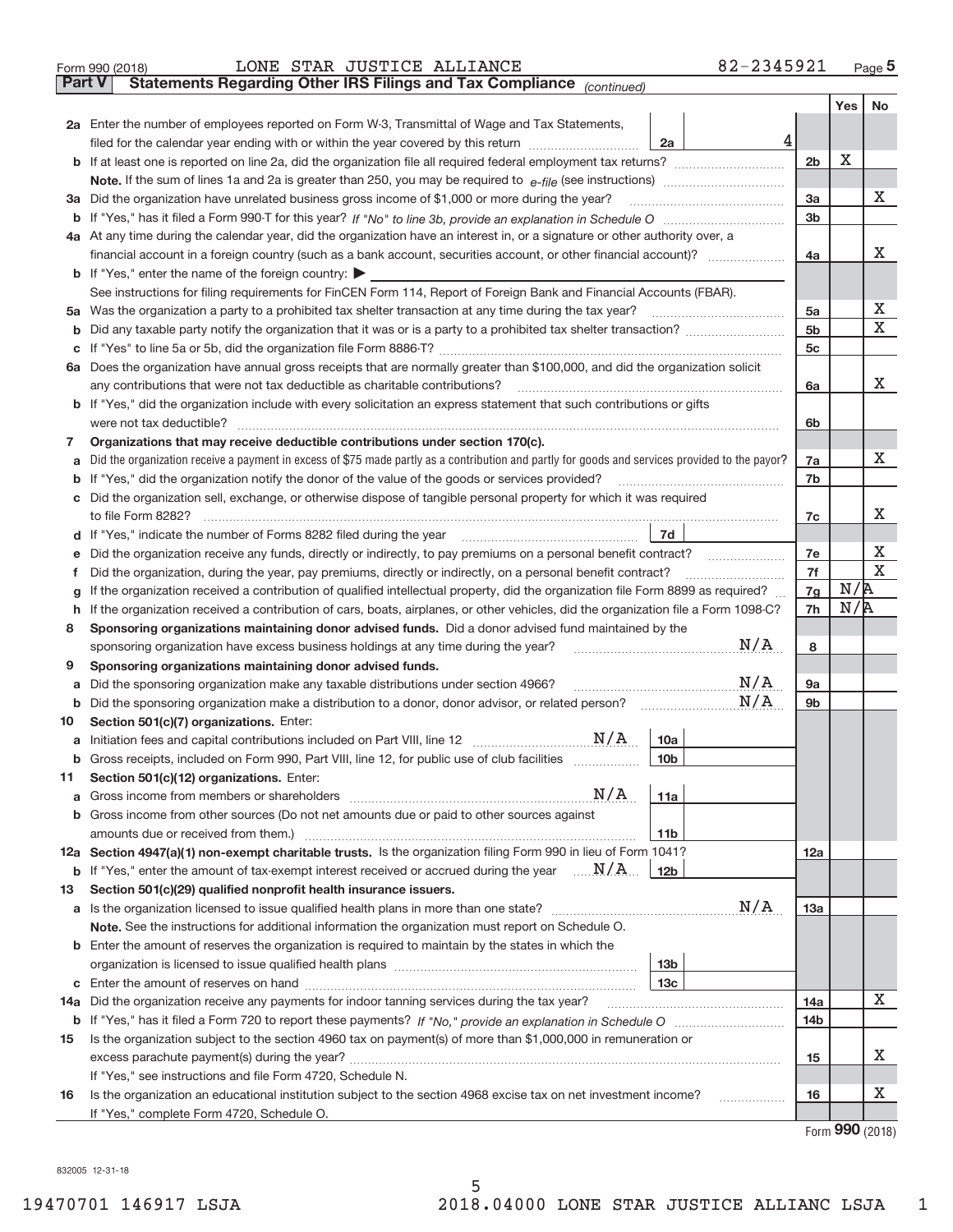Form 990 (2018) LONE STAR JUSTICE ALLIANCE 82-2345921 Page 5

## Part V Statements Regarding Other IRS Filings and Tax Compliance *(continued)*

| | | | | | Yes | No |
|---|---|---|---|---|---|---|
| **2a** | Enter the number of employees reported on Form W-3, Transmittal of Wage and Tax Statements, filed for the calendar year ending with or within the year covered by this return | 2a | 4 | | | |
| **b** | If at least one is reported on line 2a, did the organization file all required federal employment tax returns? | | | 2b | X | |
| | **Note.** If the sum of lines 1a and 2a is greater than 250, you may be required to *e-file* (see instructions) | | | | | |
| **3a** | Did the organization have unrelated business gross income of $1,000 or more during the year? | | | 3a | | X |
| **b** | If "Yes," has it filed a Form 990-T for this year? *If "No" to line 3b, provide an explanation in Schedule O* | | | 3b | | |
| **4a** | At any time during the calendar year, did the organization have an interest in, or a signature or other authority over, a financial account in a foreign country (such as a bank account, securities account, or other financial account)? | | | 4a | | X |
| **b** | If "Yes," enter the name of the foreign country: ▶ | | | | | |
| | See instructions for filing requirements for FinCEN Form 114, Report of Foreign Bank and Financial Accounts (FBAR). | | | | | |
| **5a** | Was the organization a party to a prohibited tax shelter transaction at any time during the tax year? | | | 5a | | X |
| **b** | Did any taxable party notify the organization that it was or is a party to a prohibited tax shelter transaction? | | | 5b | | X |
| **c** | If "Yes" to line 5a or 5b, did the organization file Form 8886-T? | | | 5c | | |
| **6a** | Does the organization have annual gross receipts that are normally greater than $100,000, and did the organization solicit any contributions that were not tax deductible as charitable contributions? | | | 6a | | X |
| **b** | If "Yes," did the organization include with every solicitation an express statement that such contributions or gifts were not tax deductible? | | | 6b | | |
| **7** | **Organizations that may receive deductible contributions under section 170(c).** | | | | | |
| **a** | Did the organization receive a payment in excess of $75 made partly as a contribution and partly for goods and services provided to the payor? | | | 7a | | X |
| **b** | If "Yes," did the organization notify the donor of the value of the goods or services provided? | | | 7b | | |
| **c** | Did the organization sell, exchange, or otherwise dispose of tangible personal property for which it was required to file Form 8282? | | | 7c | | X |
| **d** | If "Yes," indicate the number of Forms 8282 filed during the year | 7d | | | | |
| **e** | Did the organization receive any funds, directly or indirectly, to pay premiums on a personal benefit contract? | | | 7e | | X |
| **f** | Did the organization, during the year, pay premiums, directly or indirectly, on a personal benefit contract? | | | 7f | | X |
| **g** | If the organization received a contribution of qualified intellectual property, did the organization file Form 8899 as required? | | | 7g | N/A | |
| **h** | If the organization received a contribution of cars, boats, airplanes, or other vehicles, did the organization file a Form 1098-C? | | | 7h | N/A | |
| **8** | **Sponsoring organizations maintaining donor advised funds.** Did a donor advised fund maintained by the sponsoring organization have excess business holdings at any time during the year? N/A | | | 8 | | |
| **9** | **Sponsoring organizations maintaining donor advised funds.** | | | | | |
| **a** | Did the sponsoring organization make any taxable distributions under section 4966? N/A | | | 9a | | |
| **b** | Did the sponsoring organization make a distribution to a donor, donor advisor, or related person? N/A | | | 9b | | |
| **10** | **Section 501(c)(7) organizations.** Enter: | | | | | |
| **a** | Initiation fees and capital contributions included on Part VIII, line 12 N/A | 10a | | | | |
| **b** | Gross receipts, included on Form 990, Part VIII, line 12, for public use of club facilities | 10b | | | | |
| **11** | **Section 501(c)(12) organizations.** Enter: | | | | | |
| **a** | Gross income from members or shareholders N/A | 11a | | | | |
| **b** | Gross income from other sources (Do not net amounts due or paid to other sources against amounts due or received from them.) | 11b | | | | |
| **12a** | **Section 4947(a)(1) non-exempt charitable trusts.** Is the organization filing Form 990 in lieu of Form 1041? | | | 12a | | |
| **b** | If "Yes," enter the amount of tax-exempt interest received or accrued during the year N/A | 12b | | | | |
| **13** | **Section 501(c)(29) qualified nonprofit health insurance issuers.** | | | | | |
| **a** | Is the organization licensed to issue qualified health plans in more than one state? N/A | | | 13a | | |
| | **Note.** See the instructions for additional information the organization must report on Schedule O. | | | | | |
| **b** | Enter the amount of reserves the organization is required to maintain by the states in which the organization is licensed to issue qualified health plans | 13b | | | | |
| **c** | Enter the amount of reserves on hand | 13c | | | | |
| **14a** | Did the organization receive any payments for indoor tanning services during the tax year? | | | 14a | | X |
| **b** | If "Yes," has it filed a Form 720 to report these payments? *If "No," provide an explanation in Schedule O* | | | 14b | | |
| **15** | Is the organization subject to the section 4960 tax on payment(s) of more than $1,000,000 in remuneration or excess parachute payment(s) during the year? | | | 15 | | X |
| | If "Yes," see instructions and file Form 4720, Schedule N. | | | | | |
| **16** | Is the organization an educational institution subject to the section 4968 excise tax on net investment income? | | | 16 | | X |
| | If "Yes," complete Form 4720, Schedule O. | | | | | |

Form **990** (2018)

832005 12-31-18

19470701 146917 LSJA 2018.04000 LONE STAR JUSTICE ALLIANC LSJA 1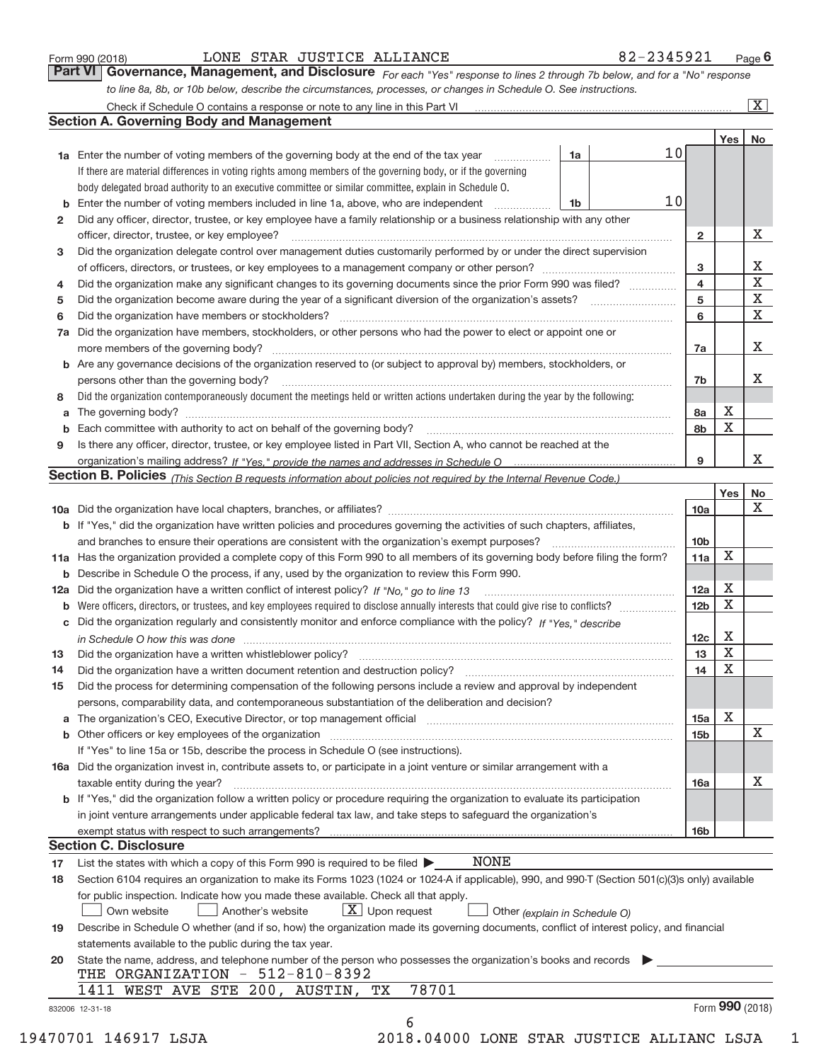Form 990 (2018) LONE STAR JUSTICE ALLIANCE 82-2345921 Page 6

**Part VI Governance, Management, and Disclosure** *For each "Yes" response to lines 2 through 7b below, and for a "No" response to line 8a, 8b, or 10b below, describe the circumstances, processes, or changes in Schedule O. See instructions.*

Check if Schedule O contains a response or note to any line in this Part VI [X]

## Section A. Governing Body and Management

| | | | | Yes | No |
|---|---|---|---|---|---|
| **1a** | Enter the number of voting members of the governing body at the end of the tax year. If there are material differences in voting rights among members of the governing body, or if the governing body delegated broad authority to an executive committee or similar committee, explain in Schedule O. | 1a: 10 | | | |
| **b** | Enter the number of voting members included in line 1a, above, who are independent | 1b: 10 | | | |
| **2** | Did any officer, director, trustee, or key employee have a family relationship or a business relationship with any other officer, director, trustee, or key employee? | | 2 | | X |
| **3** | Did the organization delegate control over management duties customarily performed by or under the direct supervision of officers, directors, or trustees, or key employees to a management company or other person? | | 3 | | X |
| **4** | Did the organization make any significant changes to its governing documents since the prior Form 990 was filed? | | 4 | | X |
| **5** | Did the organization become aware during the year of a significant diversion of the organization's assets? | | 5 | | X |
| **6** | Did the organization have members or stockholders? | | 6 | | X |
| **7a** | Did the organization have members, stockholders, or other persons who had the power to elect or appoint one or more members of the governing body? | | 7a | | X |
| **b** | Are any governance decisions of the organization reserved to (or subject to approval by) members, stockholders, or persons other than the governing body? | | 7b | | X |
| **8** | Did the organization contemporaneously document the meetings held or written actions undertaken during the year by the following: | | | | |
| **a** | The governing body? | | 8a | X | |
| **b** | Each committee with authority to act on behalf of the governing body? | | 8b | X | |
| **9** | Is there any officer, director, trustee, or key employee listed in Part VII, Section A, who cannot be reached at the organization's mailing address? *If "Yes," provide the names and addresses in Schedule O* | | 9 | | X |

## Section B. Policies *(This Section B requests information about policies not required by the Internal Revenue Code.)*

| | | | Yes | No |
|---|---|---|---|---|
| **10a** | Did the organization have local chapters, branches, or affiliates? | 10a | | X |
| **b** | If "Yes," did the organization have written policies and procedures governing the activities of such chapters, affiliates, and branches to ensure their operations are consistent with the organization's exempt purposes? | 10b | | |
| **11a** | Has the organization provided a complete copy of this Form 990 to all members of its governing body before filing the form? | 11a | X | |
| **b** | Describe in Schedule O the process, if any, used by the organization to review this Form 990. | | | |
| **12a** | Did the organization have a written conflict of interest policy? *If "No," go to line 13* | 12a | X | |
| **b** | Were officers, directors, or trustees, and key employees required to disclose annually interests that could give rise to conflicts? | 12b | X | |
| **c** | Did the organization regularly and consistently monitor and enforce compliance with the policy? *If "Yes," describe in Schedule O how this was done* | 12c | X | |
| **13** | Did the organization have a written whistleblower policy? | 13 | X | |
| **14** | Did the organization have a written document retention and destruction policy? | 14 | X | |
| **15** | Did the process for determining compensation of the following persons include a review and approval by independent persons, comparability data, and contemporaneous substantiation of the deliberation and decision? | | | |
| **a** | The organization's CEO, Executive Director, or top management official | 15a | X | |
| **b** | Other officers or key employees of the organization | 15b | | X |
| | If "Yes" to line 15a or 15b, describe the process in Schedule O (see instructions). | | | |
| **16a** | Did the organization invest in, contribute assets to, or participate in a joint venture or similar arrangement with a taxable entity during the year? | 16a | | X |
| **b** | If "Yes," did the organization follow a written policy or procedure requiring the organization to evaluate its participation in joint venture arrangements under applicable federal tax law, and take steps to safeguard the organization's exempt status with respect to such arrangements? | 16b | | |

## Section C. Disclosure

**17** List the states with which a copy of this Form 990 is required to be filed ▶ NONE

**18** Section 6104 requires an organization to make its Forms 1023 (1024 or 1024-A if applicable), 990, and 990-T (Section 501(c)(3)s only) available for public inspection. Indicate how you made these available. Check all that apply.

[ ] Own website [ ] Another's website [X] Upon request [ ] Other *(explain in Schedule O)*

**19** Describe in Schedule O whether (and if so, how) the organization made its governing documents, conflict of interest policy, and financial statements available to the public during the tax year.

**20** State the name, address, and telephone number of the person who possesses the organization's books and records ▶

THE ORGANIZATION - 512-810-8392
1411 WEST AVE STE 200, AUSTIN, TX 78701

832006 12-31-18 Form 990 (2018)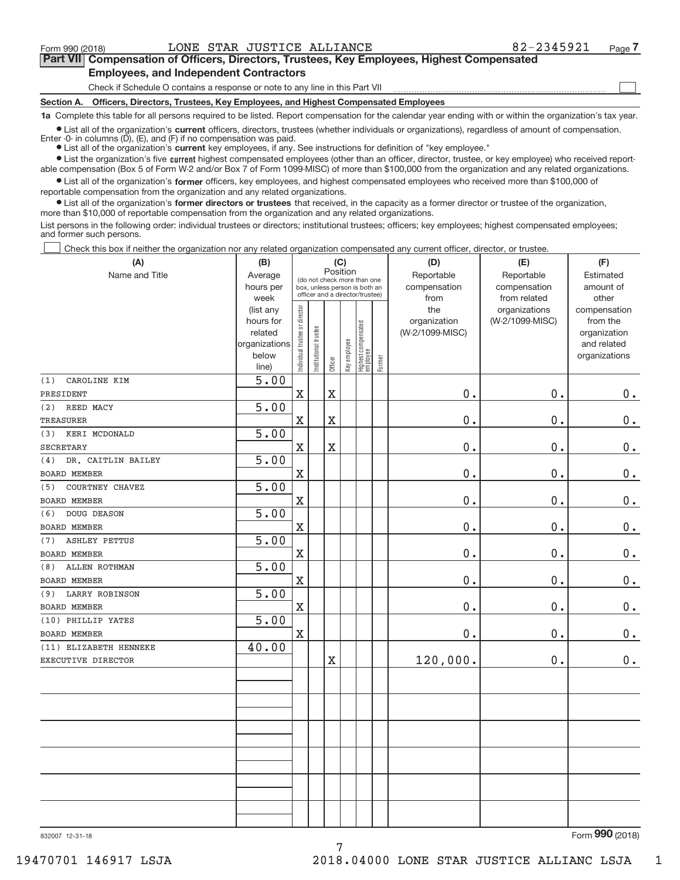Form 990 (2018) LONE STAR JUSTICE ALLIANCE 82-2345921

## Part VII Compensation of Officers, Directors, Trustees, Key Employees, Highest Compensated Employees, and Independent Contractors

Check if Schedule O contains a response or note to any line in this Part VII

### Section A. Officers, Directors, Trustees, Key Employees, and Highest Compensated Employees

**1a** Complete this table for all persons required to be listed. Report compensation for the calendar year ending with or within the organization's tax year.

- List all of the organization's **current** officers, directors, trustees (whether individuals or organizations), regardless of amount of compensation. Enter -0- in columns (D), (E), and (F) if no compensation was paid.
- List all of the organization's **current** key employees, if any. See instructions for definition of "key employee."
- List the organization's five **current** highest compensated employees (other than an officer, director, trustee, or key employee) who received reportable compensation (Box 5 of Form W-2 and/or Box 7 of Form 1099-MISC) of more than $100,000 from the organization and any related organizations.
- List all of the organization's **former** officers, key employees, and highest compensated employees who received more than $100,000 of reportable compensation from the organization and any related organizations.
- List all of the organization's **former directors or trustees** that received, in the capacity as a former director or trustee of the organization, more than $10,000 of reportable compensation from the organization and any related organizations.

List persons in the following order: individual trustees or directors; institutional trustees; officers; key employees; highest compensated employees; and former such persons.

Check this box if neither the organization nor any related organization compensated any current officer, director, or trustee.

| (A) Name and Title | (B) Average hours per week (list any hours for related organizations below line) | (C) Position: Individual trustee or director | Institutional trustee | Officer | Key employee | Highest compensated employee | Former | (D) Reportable compensation from the organization (W-2/1099-MISC) | (E) Reportable compensation from related organizations (W-2/1099-MISC) | (F) Estimated amount of other compensation from the organization and related organizations |
|---|---|---|---|---|---|---|---|---|---|---|
| (1) CAROLINE KIM<br>PRESIDENT | 5.00 | X | | X | | | | 0. | 0. | 0. |
| (2) REED MACY<br>TREASURER | 5.00 | X | | X | | | | 0. | 0. | 0. |
| (3) KERI MCDONALD<br>SECRETARY | 5.00 | X | | X | | | | 0. | 0. | 0. |
| (4) DR. CAITLIN BAILEY<br>BOARD MEMBER | 5.00 | X | | | | | | 0. | 0. | 0. |
| (5) COURTNEY CHAVEZ<br>BOARD MEMBER | 5.00 | X | | | | | | 0. | 0. | 0. |
| (6) DOUG DEASON<br>BOARD MEMBER | 5.00 | X | | | | | | 0. | 0. | 0. |
| (7) ASHLEY PETTUS<br>BOARD MEMBER | 5.00 | X | | | | | | 0. | 0. | 0. |
| (8) ALLEN ROTHMAN<br>BOARD MEMBER | 5.00 | X | | | | | | 0. | 0. | 0. |
| (9) LARRY ROBINSON<br>BOARD MEMBER | 5.00 | X | | | | | | 0. | 0. | 0. |
| (10) PHILLIP YATES<br>BOARD MEMBER | 5.00 | X | | | | | | 0. | 0. | 0. |
| (11) ELIZABETH HENNEKE<br>EXECUTIVE DIRECTOR | 40.00 | | | X | | | | 120,000. | 0. | 0. |

832007 12-31-18 Form 990 (2018)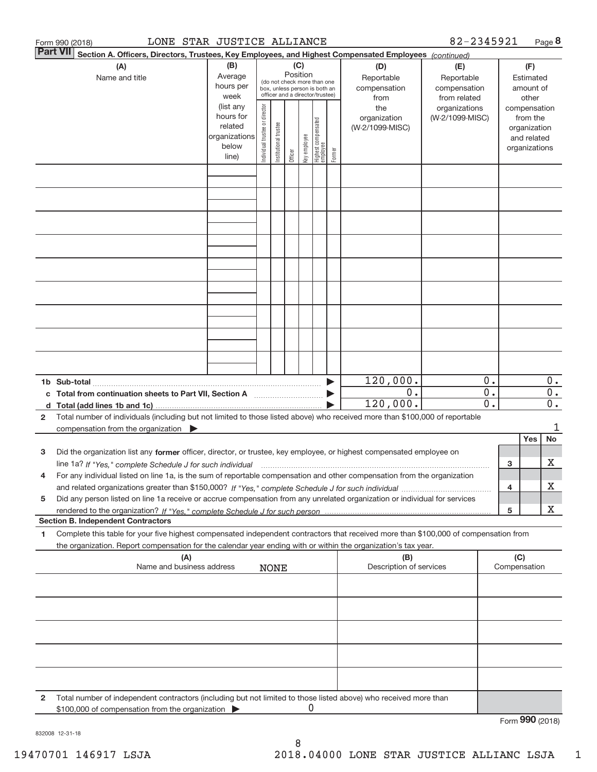Form 990 (2018) LONE STAR JUSTICE ALLIANCE 82-2345921

## Part VII Section A. Officers, Directors, Trustees, Key Employees, and Highest Compensated Employees *(continued)*

| (A) Name and title | (B) Average hours per week (list any hours for related organizations below line) | (C) Position (do not check more than one box, unless person is both an officer and a director/trustee): Individual trustee or director | Institutional trustee | Officer | Key employee | Highest compensated employee | Former | (D) Reportable compensation from the organization (W-2/1099-MISC) | (E) Reportable compensation from related organizations (W-2/1099-MISC) | (F) Estimated amount of other compensation from the organization and related organizations |
|---|---|---|---|---|---|---|---|---|---|---|
| | | | | | | | | | | |
| | | | | | | | | | | |
| | | | | | | | | | | |
| | | | | | | | | | | |
| | | | | | | | | | | |
| | | | | | | | | | | |
| | | | | | | | | | | |
| | | | | | | | | | | |
| | | | | | | | | | | |

| | (D) | (E) | (F) |
|---|---|---|---|
| **1b Sub-total** | 120,000. | 0. | 0. |
| **c Total from continuation sheets to Part VII, Section A** | 0. | 0. | 0. |
| **d Total (add lines 1b and 1c)** | 120,000. | 0. | 0. |

**2** Total number of individuals (including but not limited to those listed above) who received more than $100,000 of reportable compensation from the organization ▶ 1

| | | Yes | No |
|---|---|---|---|
| **3** Did the organization list any **former** officer, director, or trustee, key employee, or highest compensated employee on line 1a? *If "Yes," complete Schedule J for such individual* | 3 | | X |
| **4** For any individual listed on line 1a, is the sum of reportable compensation and other compensation from the organization and related organizations greater than $150,000? *If "Yes," complete Schedule J for such individual* | 4 | | X |
| **5** Did any person listed on line 1a receive or accrue compensation from any unrelated organization or individual for services rendered to the organization? *If "Yes," complete Schedule J for such person* | 5 | | X |

### Section B. Independent Contractors

**1** Complete this table for your five highest compensated independent contractors that received more than $100,000 of compensation from the organization. Report compensation for the calendar year ending with or within the organization's tax year.

| (A) Name and business address | (B) Description of services | (C) Compensation |
|---|---|---|
| NONE | | |
| | | |
| | | |
| | | |
| | | |

**2** Total number of independent contractors (including but not limited to those listed above) who received more than $100,000 of compensation from the organization ▶ 0

Form **990** (2018)

832008 12-31-18

19470701 146917 LSJA 2018.04000 LONE STAR JUSTICE ALLIANC LSJA 1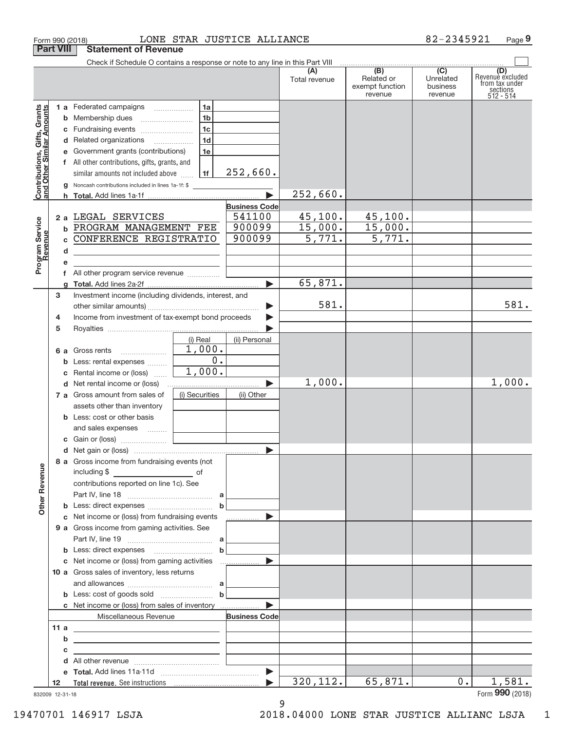Form 990 (2018) LONE STAR JUSTICE ALLIANCE 82-2345921

## Part VIII Statement of Revenue

Check if Schedule O contains a response or note to any line in this Part VIII

| | | | | (A) Total revenue | (B) Related or exempt function revenue | (C) Unrelated business revenue | (D) Revenue excluded from tax under sections 512 - 514 |
|---|---|---|---|---|---|---|---|
| **Contributions, Gifts, Grants and Other Similar Amounts** | 1 a Federated campaigns | 1a | | | | | |
| | b Membership dues | 1b | | | | | |
| | c Fundraising events | 1c | | | | | |
| | d Related organizations | 1d | | | | | |
| | e Government grants (contributions) | 1e | | | | | |
| | f All other contributions, gifts, grants, and similar amounts not included above | 1f | 252,660. | | | | |
| | g Noncash contributions included in lines 1a-1f: $ | | | | | | |
| | h Total. Add lines 1a-1f | | | 252,660. | | | |
| **Program Service Revenue** | | | Business Code | | | | |
| | 2 a LEGAL SERVICES | | 541100 | 45,100. | 45,100. | | |
| | b PROGRAM MANAGEMENT FEE | | 900099 | 15,000. | 15,000. | | |
| | c CONFERENCE REGISTRATIO | | 900099 | 5,771. | 5,771. | | |
| | d | | | | | | |
| | e | | | | | | |
| | f All other program service revenue | | | | | | |
| | g Total. Add lines 2a-2f | | | 65,871. | | | |
| **Other Revenue** | 3 Investment income (including dividends, interest, and other similar amounts) | | | 581. | | | 581. |
| | 4 Income from investment of tax-exempt bond proceeds | | | | | | |
| | 5 Royalties | | | | | | |
| | | (i) Real | (ii) Personal | | | | |
| | 6 a Gross rents | 1,000. | | | | | |
| | b Less: rental expenses | 0. | | | | | |
| | c Rental income or (loss) | 1,000. | | | | | |
| | d Net rental income or (loss) | | | 1,000. | | | 1,000. |
| | | (i) Securities | (ii) Other | | | | |
| | 7 a Gross amount from sales of assets other than inventory | | | | | | |
| | b Less: cost or other basis and sales expenses | | | | | | |
| | c Gain or (loss) | | | | | | |
| | d Net gain or (loss) | | | | | | |
| | 8 a Gross income from fundraising events (not including $ ___ of contributions reported on line 1c). See Part IV, line 18 | a | | | | | |
| | b Less: direct expenses | b | | | | | |
| | c Net income or (loss) from fundraising events | | | | | | |
| | 9 a Gross income from gaming activities. See Part IV, line 19 | a | | | | | |
| | b Less: direct expenses | b | | | | | |
| | c Net income or (loss) from gaming activities | | | | | | |
| | 10 a Gross sales of inventory, less returns and allowances | a | | | | | |
| | b Less: cost of goods sold | b | | | | | |
| | c Net income or (loss) from sales of inventory | | | | | | |
| | Miscellaneous Revenue | | Business Code | | | | |
| | 11 a | | | | | | |
| | b | | | | | | |
| | c | | | | | | |
| | d All other revenue | | | | | | |
| | e Total. Add lines 11a-11d | | | | | | |
| | 12 Total revenue. See instructions | | | 320,112. | 65,871. | 0. | 1,581. |

832009 12-31-18

Form 990 (2018)

19470701 146917 LSJA 2018.04000 LONE STAR JUSTICE ALLIANC LSJA 1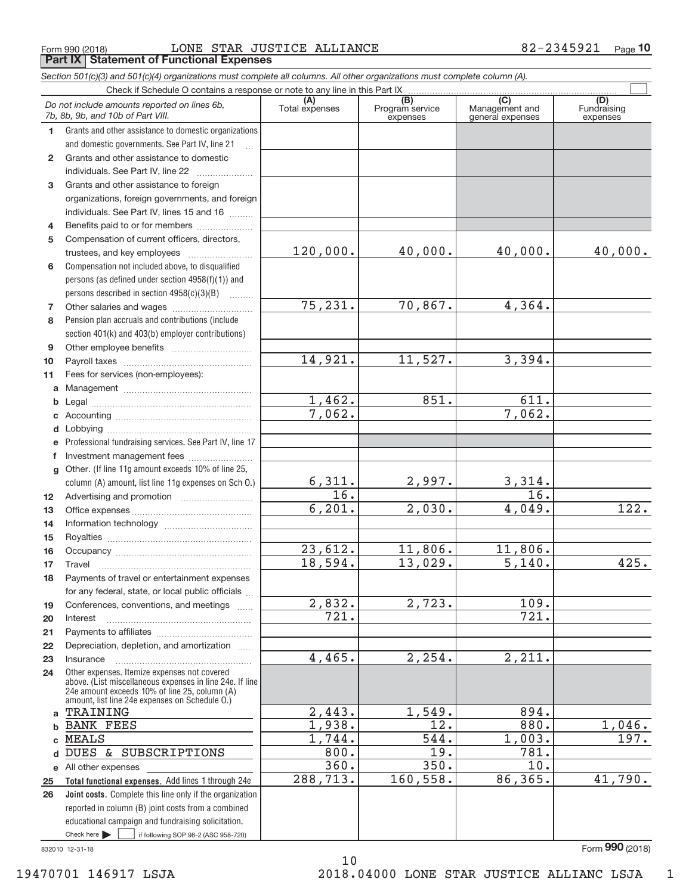Form 990 (2018) LONE STAR JUSTICE ALLIANCE 82-2345921

**Part IX Statement of Functional Expenses**

*Section 501(c)(3) and 501(c)(4) organizations must complete all columns. All other organizations must complete column (A).*

Check if Schedule O contains a response or note to any line in this Part IX ☐

| | *Do not include amounts reported on lines 6b, 7b, 8b, 9b, and 10b of Part VIII.* | (A) Total expenses | (B) Program service expenses | (C) Management and general expenses | (D) Fundraising expenses |
|---|---|---|---|---|---|
| 1 | Grants and other assistance to domestic organizations and domestic governments. See Part IV, line 21 | | | | |
| 2 | Grants and other assistance to domestic individuals. See Part IV, line 22 | | | | |
| 3 | Grants and other assistance to foreign organizations, foreign governments, and foreign individuals. See Part IV, lines 15 and 16 | | | | |
| 4 | Benefits paid to or for members | | | | |
| 5 | Compensation of current officers, directors, trustees, and key employees | 120,000. | 40,000. | 40,000. | 40,000. |
| 6 | Compensation not included above, to disqualified persons (as defined under section 4958(f)(1)) and persons described in section 4958(c)(3)(B) | | | | |
| 7 | Other salaries and wages | 75,231. | 70,867. | 4,364. | |
| 8 | Pension plan accruals and contributions (include section 401(k) and 403(b) employer contributions) | | | | |
| 9 | Other employee benefits | | | | |
| 10 | Payroll taxes | 14,921. | 11,527. | 3,394. | |
| 11 | Fees for services (non-employees): | | | | |
| a | Management | | | | |
| b | Legal | 1,462. | 851. | 611. | |
| c | Accounting | 7,062. | | 7,062. | |
| d | Lobbying | | | | |
| e | Professional fundraising services. See Part IV, line 17 | | | | |
| f | Investment management fees | | | | |
| g | Other. (If line 11g amount exceeds 10% of line 25, column (A) amount, list line 11g expenses on Sch O.) | 6,311. | 2,997. | 3,314. | |
| 12 | Advertising and promotion | 16. | | 16. | |
| 13 | Office expenses | 6,201. | 2,030. | 4,049. | 122. |
| 14 | Information technology | | | | |
| 15 | Royalties | | | | |
| 16 | Occupancy | 23,612. | 11,806. | 11,806. | |
| 17 | Travel | 18,594. | 13,029. | 5,140. | 425. |
| 18 | Payments of travel or entertainment expenses for any federal, state, or local public officials | | | | |
| 19 | Conferences, conventions, and meetings | 2,832. | 2,723. | 109. | |
| 20 | Interest | 721. | | 721. | |
| 21 | Payments to affiliates | | | | |
| 22 | Depreciation, depletion, and amortization | | | | |
| 23 | Insurance | 4,465. | 2,254. | 2,211. | |
| 24 | Other expenses. Itemize expenses not covered above. (List miscellaneous expenses in line 24e. If line 24e amount exceeds 10% of line 25, column (A) amount, list line 24e expenses on Schedule O.) | | | | |
| a | TRAINING | 2,443. | 1,549. | 894. | |
| b | BANK FEES | 1,938. | 12. | 880. | 1,046. |
| c | MEALS | 1,744. | 544. | 1,003. | 197. |
| d | DUES & SUBSCRIPTIONS | 800. | 19. | 781. | |
| e | All other expenses | 360. | 350. | 10. | |
| 25 | **Total functional expenses.** Add lines 1 through 24e | 288,713. | 160,558. | 86,365. | 41,790. |
| 26 | **Joint costs.** Complete this line only if the organization reported in column (B) joint costs from a combined educational campaign and fundraising solicitation. Check here ☐ if following SOP 98-2 (ASC 958-720) | | | | |

832010 12-31-18

Form **990** (2018)

19470701 146917 LSJA 2018.04000 LONE STAR JUSTICE ALLIANC LSJA 1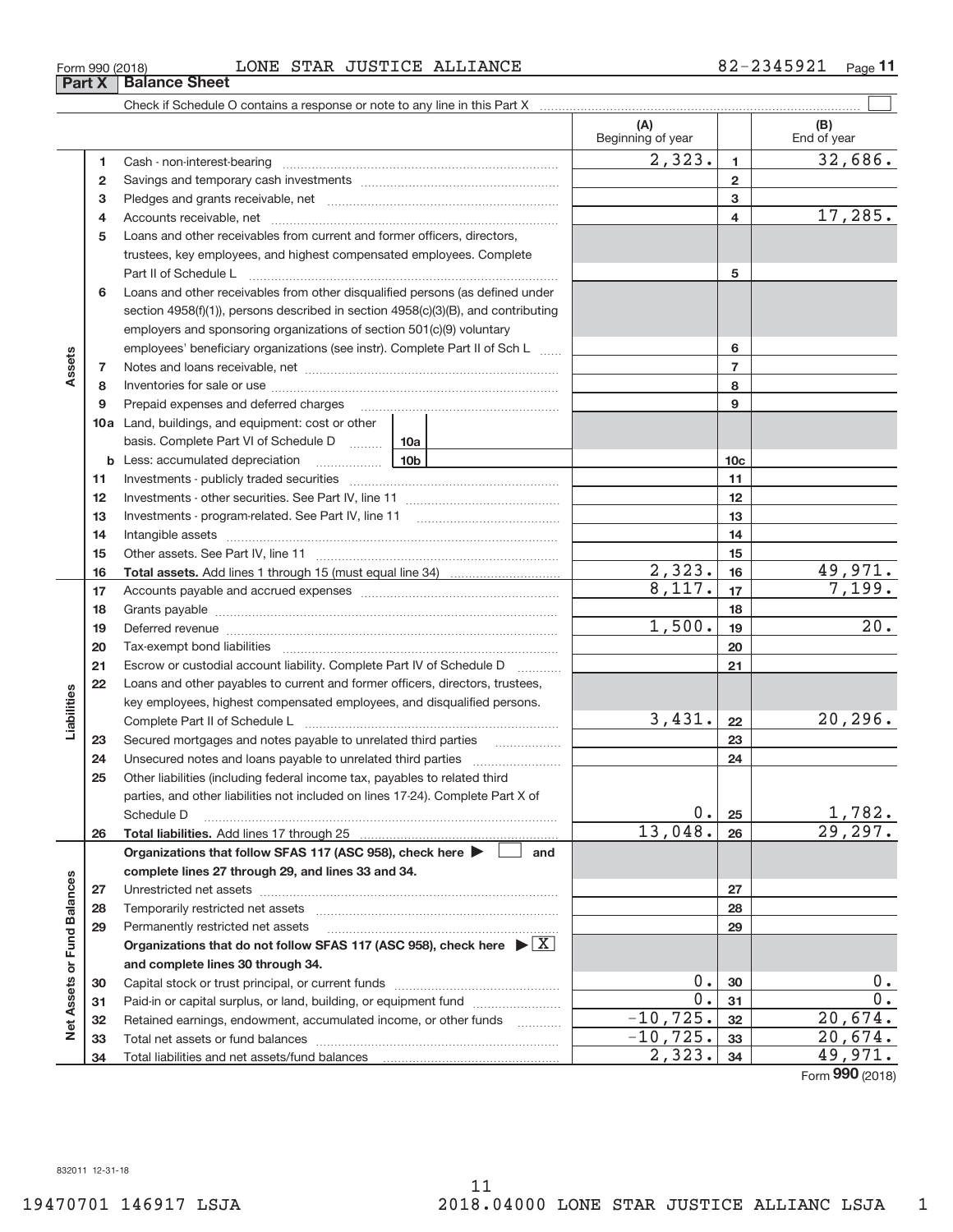Form 990 (2018) LONE STAR JUSTICE ALLIANCE 82-2345921 Page 11

## Part X Balance Sheet

Check if Schedule O contains a response or note to any line in this Part X ☐

| | | | (A) Beginning of year | | (B) End of year |
|---|---|---|---|---|---|
| Assets | 1 | Cash - non-interest-bearing | 2,323. | 1 | 32,686. |
| | 2 | Savings and temporary cash investments | | 2 | |
| | 3 | Pledges and grants receivable, net | | 3 | |
| | 4 | Accounts receivable, net | | 4 | 17,285. |
| | 5 | Loans and other receivables from current and former officers, directors, trustees, key employees, and highest compensated employees. Complete Part II of Schedule L | | 5 | |
| | 6 | Loans and other receivables from other disqualified persons (as defined under section 4958(f)(1)), persons described in section 4958(c)(3)(B), and contributing employers and sponsoring organizations of section 501(c)(9) voluntary employees' beneficiary organizations (see instr). Complete Part II of Sch L | | 6 | |
| | 7 | Notes and loans receivable, net | | 7 | |
| | 8 | Inventories for sale or use | | 8 | |
| | 9 | Prepaid expenses and deferred charges | | 9 | |
| | 10a | Land, buildings, and equipment: cost or other basis. Complete Part VI of Schedule D 10a | | | |
| | b | Less: accumulated depreciation 10b | | 10c | |
| | 11 | Investments - publicly traded securities | | 11 | |
| | 12 | Investments - other securities. See Part IV, line 11 | | 12 | |
| | 13 | Investments - program-related. See Part IV, line 11 | | 13 | |
| | 14 | Intangible assets | | 14 | |
| | 15 | Other assets. See Part IV, line 11 | | 15 | |
| | 16 | **Total assets.** Add lines 1 through 15 (must equal line 34) | 2,323. | 16 | 49,971. |
| Liabilities | 17 | Accounts payable and accrued expenses | 8,117. | 17 | 7,199. |
| | 18 | Grants payable | | 18 | |
| | 19 | Deferred revenue | 1,500. | 19 | 20. |
| | 20 | Tax-exempt bond liabilities | | 20 | |
| | 21 | Escrow or custodial account liability. Complete Part IV of Schedule D | | 21 | |
| | 22 | Loans and other payables to current and former officers, directors, trustees, key employees, highest compensated employees, and disqualified persons. Complete Part II of Schedule L | 3,431. | 22 | 20,296. |
| | 23 | Secured mortgages and notes payable to unrelated third parties | | 23 | |
| | 24 | Unsecured notes and loans payable to unrelated third parties | | 24 | |
| | 25 | Other liabilities (including federal income tax, payables to related third parties, and other liabilities not included on lines 17-24). Complete Part X of Schedule D | 0. | 25 | 1,782. |
| | 26 | **Total liabilities.** Add lines 17 through 25 | 13,048. | 26 | 29,297. |
| Net Assets or Fund Balances | | **Organizations that follow SFAS 117 (ASC 958), check here ▶ ☐ and complete lines 27 through 29, and lines 33 and 34.** | | | |
| | 27 | Unrestricted net assets | | 27 | |
| | 28 | Temporarily restricted net assets | | 28 | |
| | 29 | Permanently restricted net assets | | 29 | |
| | | **Organizations that do not follow SFAS 117 (ASC 958), check here ▶ ☒ and complete lines 30 through 34.** | | | |
| | 30 | Capital stock or trust principal, or current funds | 0. | 30 | 0. |
| | 31 | Paid-in or capital surplus, or land, building, or equipment fund | 0. | 31 | 0. |
| | 32 | Retained earnings, endowment, accumulated income, or other funds | -10,725. | 32 | 20,674. |
| | 33 | Total net assets or fund balances | -10,725. | 33 | 20,674. |
| | 34 | Total liabilities and net assets/fund balances | 2,323. | 34 | 49,971. |

Form **990** (2018)

832011 12-31-18

19470701 146917 LSJA 2018.04000 LONE STAR JUSTICE ALLIANC LSJA 1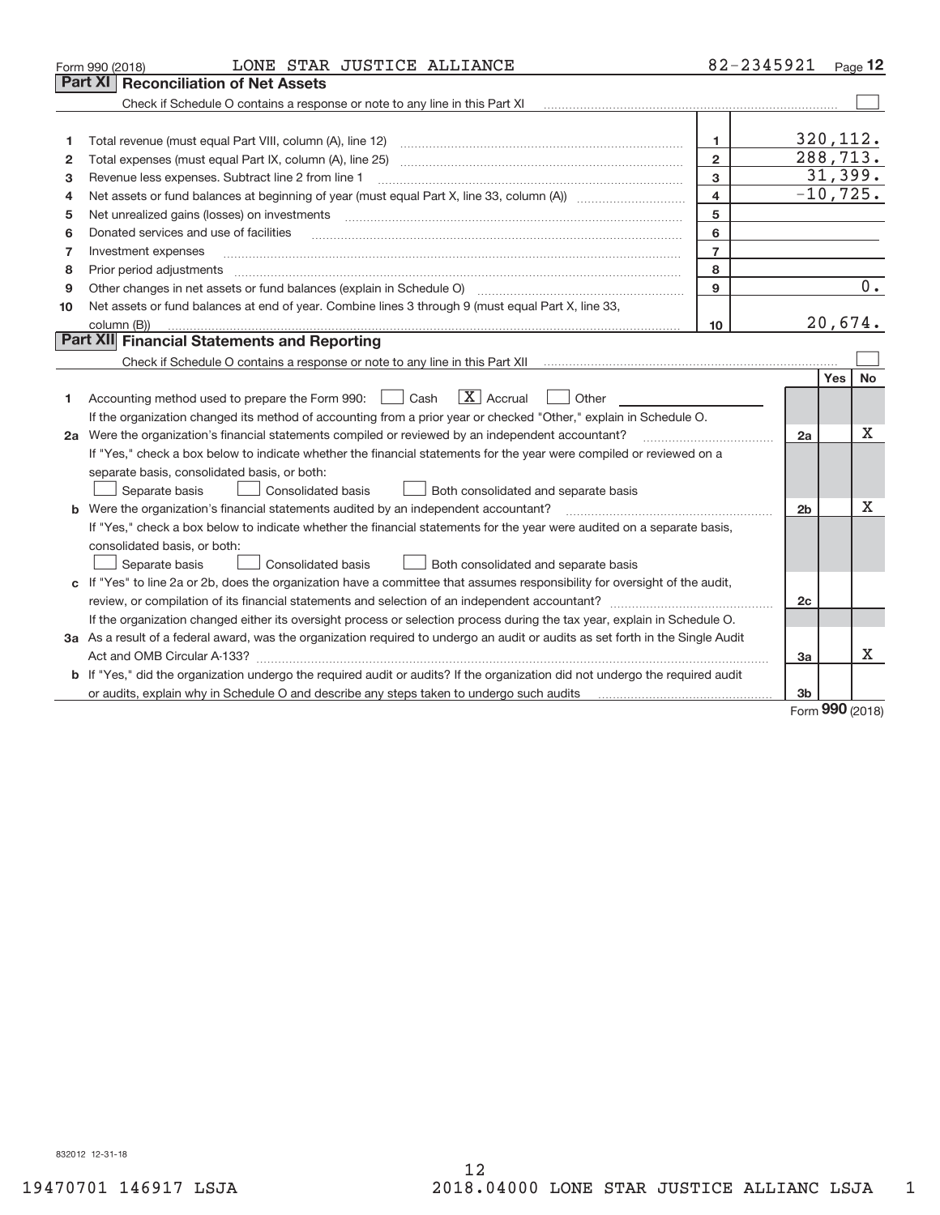Form 990 (2018) LONE STAR JUSTICE ALLIANCE 82-2345921

## Part XI Reconciliation of Net Assets

Check if Schedule O contains a response or note to any line in this Part XI ☐

| | | | |
|---|---|---|---|
| 1 | Total revenue (must equal Part VIII, column (A), line 12) | 1 | 320,112. |
| 2 | Total expenses (must equal Part IX, column (A), line 25) | 2 | 288,713. |
| 3 | Revenue less expenses. Subtract line 2 from line 1 | 3 | 31,399. |
| 4 | Net assets or fund balances at beginning of year (must equal Part X, line 33, column (A)) | 4 | -10,725. |
| 5 | Net unrealized gains (losses) on investments | 5 | |
| 6 | Donated services and use of facilities | 6 | |
| 7 | Investment expenses | 7 | |
| 8 | Prior period adjustments | 8 | |
| 9 | Other changes in net assets or fund balances (explain in Schedule O) | 9 | 0. |
| 10 | Net assets or fund balances at end of year. Combine lines 3 through 9 (must equal Part X, line 33, column (B)) | 10 | 20,674. |

## Part XII Financial Statements and Reporting

Check if Schedule O contains a response or note to any line in this Part XII ☐

| | | | Yes | No |
|---|---|---|---|---|
| 1 | Accounting method used to prepare the Form 990: ☐ Cash ☒ Accrual ☐ Other<br>If the organization changed its method of accounting from a prior year or checked "Other," explain in Schedule O. | | | |
| 2a | Were the organization's financial statements compiled or reviewed by an independent accountant?<br>If "Yes," check a box below to indicate whether the financial statements for the year were compiled or reviewed on a separate basis, consolidated basis, or both:<br>☐ Separate basis ☐ Consolidated basis ☐ Both consolidated and separate basis | 2a | | X |
| b | Were the organization's financial statements audited by an independent accountant?<br>If "Yes," check a box below to indicate whether the financial statements for the year were audited on a separate basis, consolidated basis, or both:<br>☐ Separate basis ☐ Consolidated basis ☐ Both consolidated and separate basis | 2b | | X |
| c | If "Yes" to line 2a or 2b, does the organization have a committee that assumes responsibility for oversight of the audit, review, or compilation of its financial statements and selection of an independent accountant?<br>If the organization changed either its oversight process or selection process during the tax year, explain in Schedule O. | 2c | | |
| 3a | As a result of a federal award, was the organization required to undergo an audit or audits as set forth in the Single Audit Act and OMB Circular A-133? | 3a | | X |
| b | If "Yes," did the organization undergo the required audit or audits? If the organization did not undergo the required audit or audits, explain why in Schedule O and describe any steps taken to undergo such audits | 3b | | |

Form 990 (2018)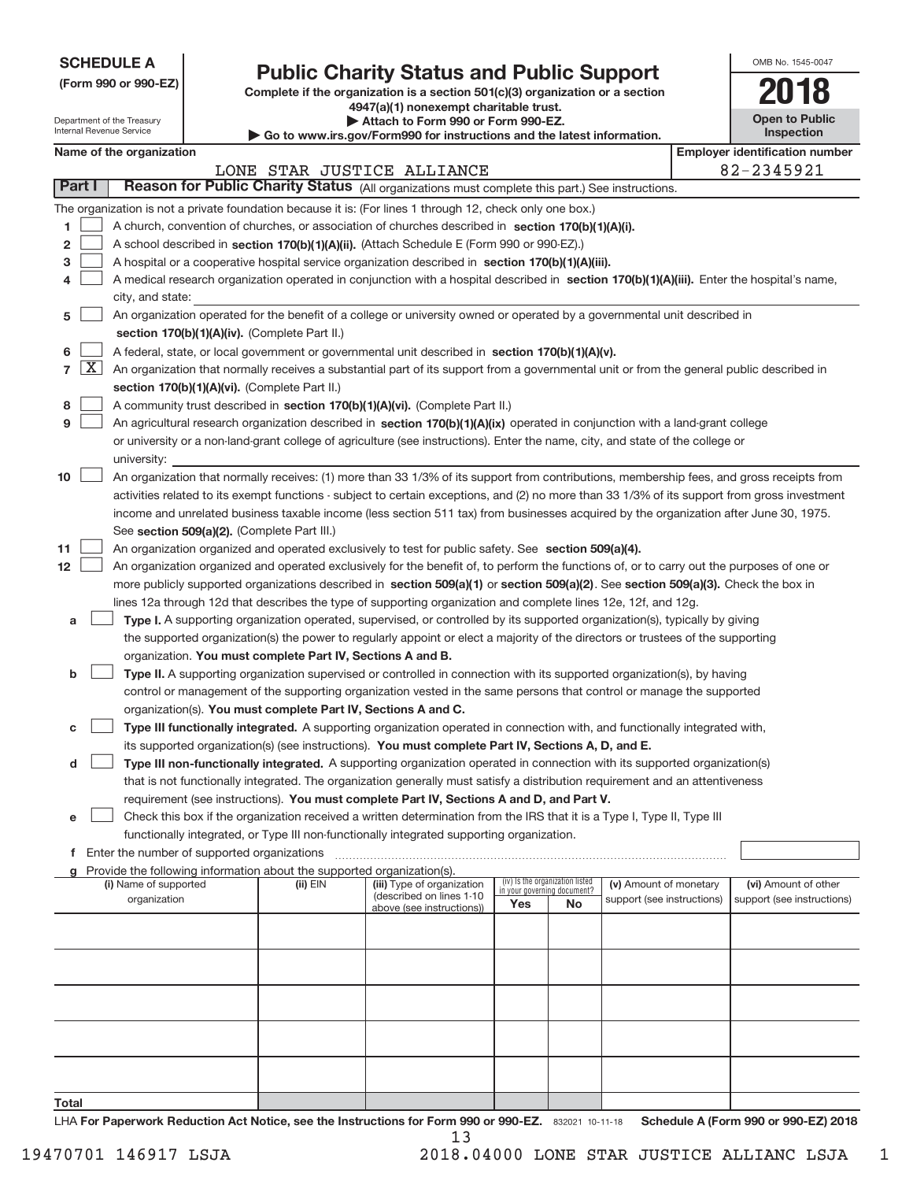**SCHEDULE A**
**(Form 990 or 990-EZ)**

Department of the Treasury
Internal Revenue Service

# Public Charity Status and Public Support

**Complete if the organization is a section 501(c)(3) organization or a section 4947(a)(1) nonexempt charitable trust.**
**▶ Attach to Form 990 or Form 990-EZ.**
**▶ Go to www.irs.gov/Form990 for instructions and the latest information.**

OMB No. 1545-0047
**2018**
**Open to Public Inspection**

**Name of the organization:** LONE STAR JUSTICE ALLIANCE
**Employer identification number:** 82-2345921

**Part I — Reason for Public Charity Status** (All organizations must complete this part.) See instructions.

The organization is not a private foundation because it is: (For lines 1 through 12, check only one box.)

1. [ ] A church, convention of churches, or association of churches described in **section 170(b)(1)(A)(i).**
2. [ ] A school described in **section 170(b)(1)(A)(ii).** (Attach Schedule E (Form 990 or 990-EZ).)
3. [ ] A hospital or a cooperative hospital service organization described in **section 170(b)(1)(A)(iii).**
4. [ ] A medical research organization operated in conjunction with a hospital described in **section 170(b)(1)(A)(iii).** Enter the hospital's name, city, and state:
5. [ ] An organization operated for the benefit of a college or university owned or operated by a governmental unit described in **section 170(b)(1)(A)(iv).** (Complete Part II.)
6. [ ] A federal, state, or local government or governmental unit described in **section 170(b)(1)(A)(v).**
7. [X] An organization that normally receives a substantial part of its support from a governmental unit or from the general public described in **section 170(b)(1)(A)(vi).** (Complete Part II.)
8. [ ] A community trust described in **section 170(b)(1)(A)(vi).** (Complete Part II.)
9. [ ] An agricultural research organization described in **section 170(b)(1)(A)(ix)** operated in conjunction with a land-grant college or university or a non-land-grant college of agriculture (see instructions). Enter the name, city, and state of the college or university:
10. [ ] An organization that normally receives: (1) more than 33 1/3% of its support from contributions, membership fees, and gross receipts from activities related to its exempt functions - subject to certain exceptions, and (2) no more than 33 1/3% of its support from gross investment income and unrelated business taxable income (less section 511 tax) from businesses acquired by the organization after June 30, 1975. See **section 509(a)(2).** (Complete Part III.)
11. [ ] An organization organized and operated exclusively to test for public safety. See **section 509(a)(4).**
12. [ ] An organization organized and operated exclusively for the benefit of, to perform the functions of, or to carry out the purposes of one or more publicly supported organizations described in **section 509(a)(1)** or **section 509(a)(2)**. See **section 509(a)(3).** Check the box in lines 12a through 12d that describes the type of supporting organization and complete lines 12e, 12f, and 12g.
   - **a** [ ] **Type I.** A supporting organization operated, supervised, or controlled by its supported organization(s), typically by giving the supported organization(s) the power to regularly appoint or elect a majority of the directors or trustees of the supporting organization. **You must complete Part IV, Sections A and B.**
   - **b** [ ] **Type II.** A supporting organization supervised or controlled in connection with its supported organization(s), by having control or management of the supporting organization vested in the same persons that control or manage the supported organization(s). **You must complete Part IV, Sections A and C.**
   - **c** [ ] **Type III functionally integrated.** A supporting organization operated in connection with, and functionally integrated with, its supported organization(s) (see instructions). **You must complete Part IV, Sections A, D, and E.**
   - **d** [ ] **Type III non-functionally integrated.** A supporting organization operated in connection with its supported organization(s) that is not functionally integrated. The organization generally must satisfy a distribution requirement and an attentiveness requirement (see instructions). **You must complete Part IV, Sections A and D, and Part V.**
   - **e** [ ] Check this box if the organization received a written determination from the IRS that it is a Type I, Type II, Type III functionally integrated, or Type III non-functionally integrated supporting organization.
   - **f** Enter the number of supported organizations
   - **g** Provide the following information about the supported organization(s).

| (i) Name of supported organization | (ii) EIN | (iii) Type of organization (described on lines 1-10 above (see instructions)) | (iv) Is the organization listed in your governing document? Yes | No | (v) Amount of monetary support (see instructions) | (vi) Amount of other support (see instructions) |
|---|---|---|---|---|---|---|
| | | | | | | |
| | | | | | | |
| | | | | | | |
| | | | | | | |
| | | | | | | |
| **Total** | | | | | | |

LHA **For Paperwork Reduction Act Notice, see the Instructions for Form 990 or 990-EZ.** 832021 10-11-18 **Schedule A (Form 990 or 990-EZ) 2018**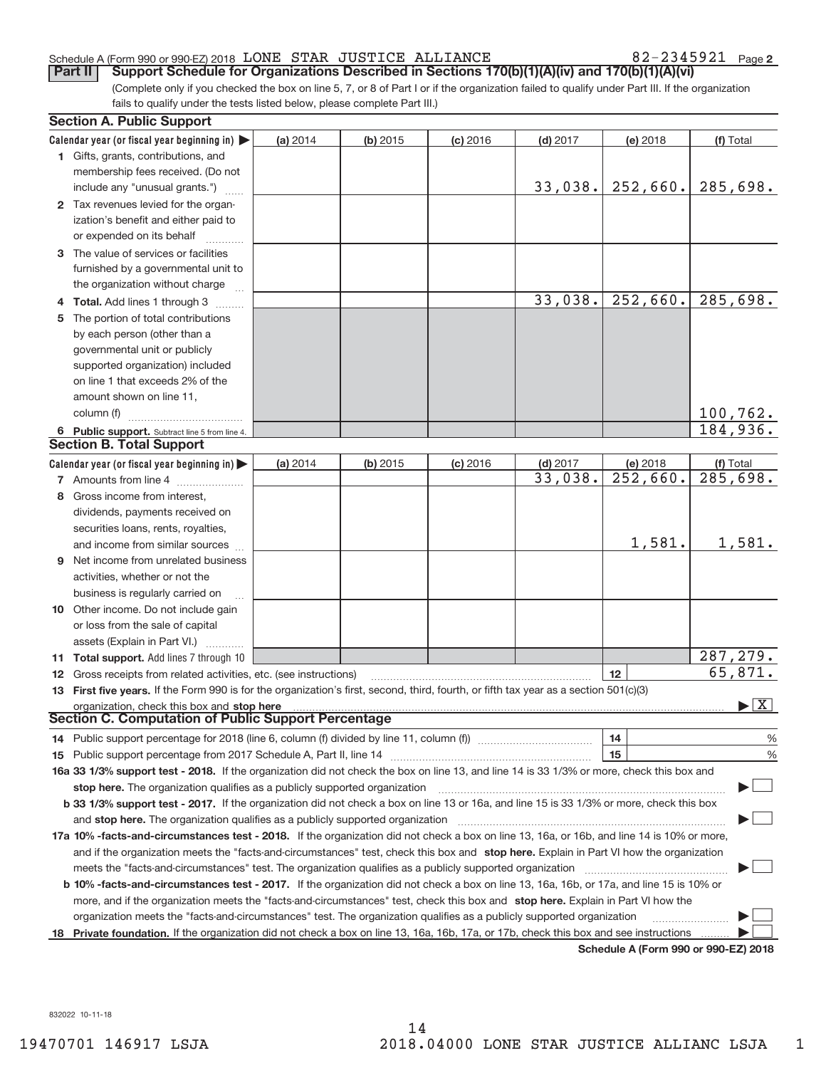Schedule A (Form 990 or 990-EZ) 2018 LONE STAR JUSTICE ALLIANCE 82-2345921 Page 2

**Part II** **Support Schedule for Organizations Described in Sections 170(b)(1)(A)(iv) and 170(b)(1)(A)(vi)**

(Complete only if you checked the box on line 5, 7, or 8 of Part I or if the organization failed to qualify under Part III. If the organization fails to qualify under the tests listed below, please complete Part III.)

**Section A. Public Support**

| Calendar year (or fiscal year beginning in) ▶ | (a) 2014 | (b) 2015 | (c) 2016 | (d) 2017 | (e) 2018 | (f) Total |
|---|---|---|---|---|---|---|
| 1 Gifts, grants, contributions, and membership fees received. (Do not include any "unusual grants.") | | | | 33,038. | 252,660. | 285,698. |
| 2 Tax revenues levied for the organization's benefit and either paid to or expended on its behalf | | | | | | |
| 3 The value of services or facilities furnished by a governmental unit to the organization without charge | | | | | | |
| 4 **Total.** Add lines 1 through 3 | | | | 33,038. | 252,660. | 285,698. |
| 5 The portion of total contributions by each person (other than a governmental unit or publicly supported organization) included on line 1 that exceeds 2% of the amount shown on line 11, column (f) | | | | | | 100,762. |
| 6 **Public support.** Subtract line 5 from line 4. | | | | | | 184,936. |

**Section B. Total Support**

| Calendar year (or fiscal year beginning in) ▶ | (a) 2014 | (b) 2015 | (c) 2016 | (d) 2017 | (e) 2018 | (f) Total |
|---|---|---|---|---|---|---|
| 7 Amounts from line 4 | | | | 33,038. | 252,660. | 285,698. |
| 8 Gross income from interest, dividends, payments received on securities loans, rents, royalties, and income from similar sources | | | | | 1,581. | 1,581. |
| 9 Net income from unrelated business activities, whether or not the business is regularly carried on | | | | | | |
| 10 Other income. Do not include gain or loss from the sale of capital assets (Explain in Part VI.) | | | | | | |
| 11 **Total support.** Add lines 7 through 10 | | | | | | 287,279. |

12 Gross receipts from related activities, etc. (see instructions) ..... 12 | 65,871.

13 **First five years.** If the Form 990 is for the organization's first, second, third, fourth, or fifth tax year as a section 501(c)(3) organization, check this box and **stop here** ..... ▶ [X]

**Section C. Computation of Public Support Percentage**

14 Public support percentage for 2018 (line 6, column (f) divided by line 11, column (f)) ..... 14 | %

15 Public support percentage from 2017 Schedule A, Part II, line 14 ..... 15 | %

**16a 33 1/3% support test - 2018.** If the organization did not check the box on line 13, and line 14 is 33 1/3% or more, check this box and **stop here.** The organization qualifies as a publicly supported organization ..... ▶ [ ]

**b 33 1/3% support test - 2017.** If the organization did not check a box on line 13 or 16a, and line 15 is 33 1/3% or more, check this box and **stop here.** The organization qualifies as a publicly supported organization ..... ▶ [ ]

**17a 10% -facts-and-circumstances test - 2018.** If the organization did not check a box on line 13, 16a, or 16b, and line 14 is 10% or more, and if the organization meets the "facts-and-circumstances" test, check this box and **stop here.** Explain in Part VI how the organization meets the "facts-and-circumstances" test. The organization qualifies as a publicly supported organization ..... ▶ [ ]

**b 10% -facts-and-circumstances test - 2017.** If the organization did not check a box on line 13, 16a, 16b, or 17a, and line 15 is 10% or more, and if the organization meets the "facts-and-circumstances" test, check this box and **stop here.** Explain in Part VI how the organization meets the "facts-and-circumstances" test. The organization qualifies as a publicly supported organization ..... ▶ [ ]

**18 Private foundation.** If the organization did not check a box on line 13, 16a, 16b, 17a, or 17b, check this box and see instructions ..... ▶ [ ]

**Schedule A (Form 990 or 990-EZ) 2018**

832022 10-11-18

19470701 146917 LSJA 2018.04000 LONE STAR JUSTICE ALLIANC LSJA 1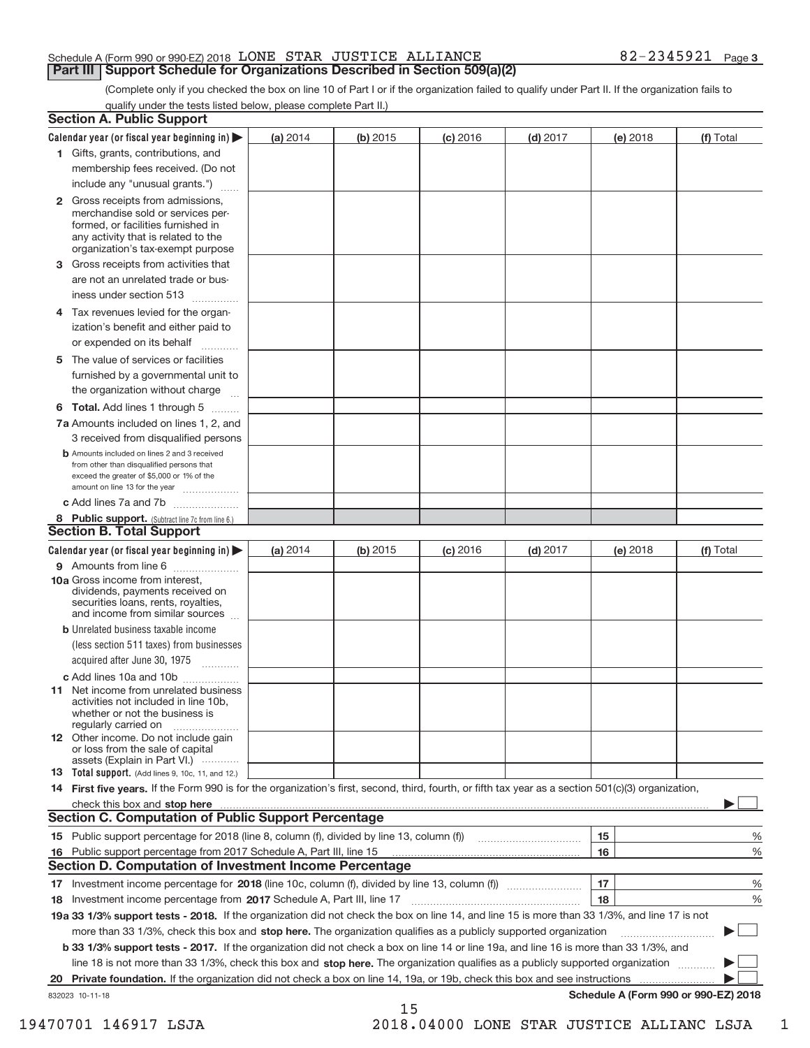Schedule A (Form 990 or 990-EZ) 2018 LONE STAR JUSTICE ALLIANCE 82-2345921 Page 3

## Part III Support Schedule for Organizations Described in Section 509(a)(2)

(Complete only if you checked the box on line 10 of Part I or if the organization failed to qualify under Part II. If the organization fails to qualify under the tests listed below, please complete Part II.)

### Section A. Public Support

| Calendar year (or fiscal year beginning in) ▶ | (a) 2014 | (b) 2015 | (c) 2016 | (d) 2017 | (e) 2018 | (f) Total |
|---|---|---|---|---|---|---|
| 1 Gifts, grants, contributions, and membership fees received. (Do not include any "unusual grants.") | | | | | | |
| 2 Gross receipts from admissions, merchandise sold or services performed, or facilities furnished in any activity that is related to the organization's tax-exempt purpose | | | | | | |
| 3 Gross receipts from activities that are not an unrelated trade or business under section 513 | | | | | | |
| 4 Tax revenues levied for the organization's benefit and either paid to or expended on its behalf | | | | | | |
| 5 The value of services or facilities furnished by a governmental unit to the organization without charge | | | | | | |
| 6 Total. Add lines 1 through 5 | | | | | | |
| 7a Amounts included on lines 1, 2, and 3 received from disqualified persons | | | | | | |
| b Amounts included on lines 2 and 3 received from other than disqualified persons that exceed the greater of $5,000 or 1% of the amount on line 13 for the year | | | | | | |
| c Add lines 7a and 7b | | | | | | |
| 8 Public support. (Subtract line 7c from line 6.) | | | | | | |

### Section B. Total Support

| Calendar year (or fiscal year beginning in) ▶ | (a) 2014 | (b) 2015 | (c) 2016 | (d) 2017 | (e) 2018 | (f) Total |
|---|---|---|---|---|---|---|
| 9 Amounts from line 6 | | | | | | |
| 10a Gross income from interest, dividends, payments received on securities loans, rents, royalties, and income from similar sources | | | | | | |
| b Unrelated business taxable income (less section 511 taxes) from businesses acquired after June 30, 1975 | | | | | | |
| c Add lines 10a and 10b | | | | | | |
| 11 Net income from unrelated business activities not included in line 10b, whether or not the business is regularly carried on | | | | | | |
| 12 Other income. Do not include gain or loss from the sale of capital assets (Explain in Part VI.) | | | | | | |
| 13 Total support. (Add lines 9, 10c, 11, and 12.) | | | | | | |

14 **First five years.** If the Form 990 is for the organization's first, second, third, fourth, or fifth tax year as a section 501(c)(3) organization, check this box and **stop here** ▶ ☐

### Section C. Computation of Public Support Percentage

| | | | |
|---|---|---|---|
| 15 | Public support percentage for 2018 (line 8, column (f), divided by line 13, column (f)) | 15 | % |
| 16 | Public support percentage from 2017 Schedule A, Part III, line 15 | 16 | % |

### Section D. Computation of Investment Income Percentage

| | | | |
|---|---|---|---|
| 17 | Investment income percentage for **2018** (line 10c, column (f), divided by line 13, column (f)) | 17 | % |
| 18 | Investment income percentage from **2017** Schedule A, Part III, line 17 | 18 | % |

**19a 33 1/3% support tests - 2018.** If the organization did not check the box on line 14, and line 15 is more than 33 1/3%, and line 17 is not more than 33 1/3%, check this box and **stop here.** The organization qualifies as a publicly supported organization ▶ ☐

**b 33 1/3% support tests - 2017.** If the organization did not check a box on line 14 or line 19a, and line 16 is more than 33 1/3%, and line 18 is not more than 33 1/3%, check this box and **stop here.** The organization qualifies as a publicly supported organization ▶ ☐

**20 Private foundation.** If the organization did not check a box on line 14, 19a, or 19b, check this box and see instructions ▶ ☐

832023 10-11-18 **Schedule A (Form 990 or 990-EZ) 2018**

19470701 146917 LSJA 2018.04000 LONE STAR JUSTICE ALLIANC LSJA 1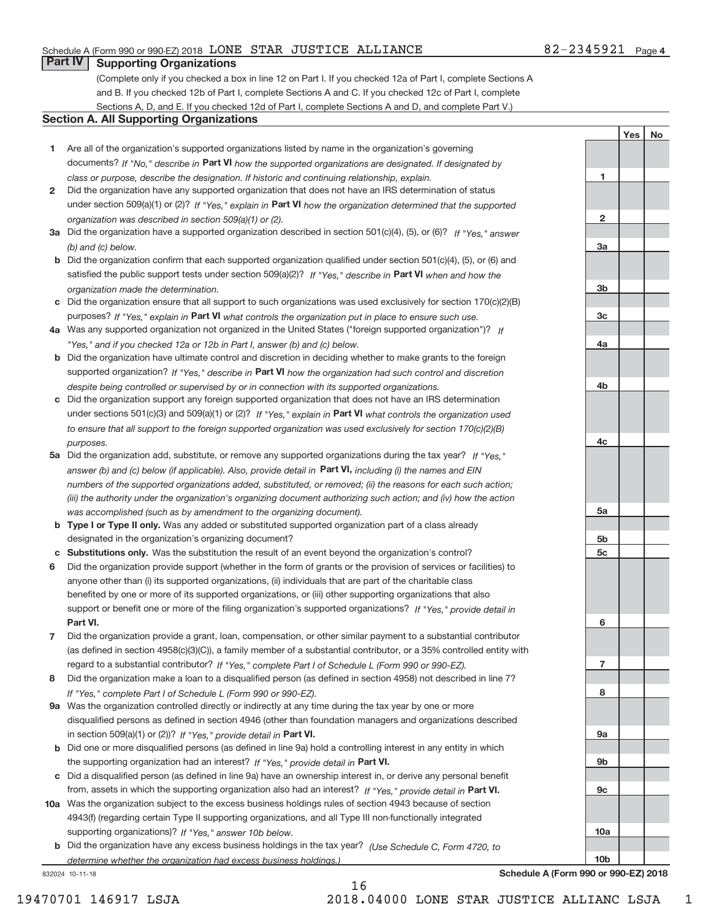Schedule A (Form 990 or 990-EZ) 2018 LONE STAR JUSTICE ALLIANCE 82-2345921 Page 4

## Part IV Supporting Organizations

(Complete only if you checked a box in line 12 on Part I. If you checked 12a of Part I, complete Sections A and B. If you checked 12b of Part I, complete Sections A and C. If you checked 12c of Part I, complete Sections A, D, and E. If you checked 12d of Part I, complete Sections A and D, and complete Part V.)

### Section A. All Supporting Organizations

| | | | Yes | No |
|---|---|---|---|---|
| **1** | Are all of the organization's supported organizations listed by name in the organization's governing documents? *If "No," describe in* **Part VI** *how the supported organizations are designated. If designated by class or purpose, describe the designation. If historic and continuing relationship, explain.* | 1 | | |
| **2** | Did the organization have any supported organization that does not have an IRS determination of status under section 509(a)(1) or (2)? *If "Yes," explain in* **Part VI** *how the organization determined that the supported organization was described in section 509(a)(1) or (2).* | 2 | | |
| **3a** | Did the organization have a supported organization described in section 501(c)(4), (5), or (6)? *If "Yes," answer (b) and (c) below.* | 3a | | |
| **b** | Did the organization confirm that each supported organization qualified under section 501(c)(4), (5), or (6) and satisfied the public support tests under section 509(a)(2)? *If "Yes," describe in* **Part VI** *when and how the organization made the determination.* | 3b | | |
| **c** | Did the organization ensure that all support to such organizations was used exclusively for section 170(c)(2)(B) purposes? *If "Yes," explain in* **Part VI** *what controls the organization put in place to ensure such use.* | 3c | | |
| **4a** | Was any supported organization not organized in the United States ("foreign supported organization")? *If "Yes," and if you checked 12a or 12b in Part I, answer (b) and (c) below.* | 4a | | |
| **b** | Did the organization have ultimate control and discretion in deciding whether to make grants to the foreign supported organization? *If "Yes," describe in* **Part VI** *how the organization had such control and discretion despite being controlled or supervised by or in connection with its supported organizations.* | 4b | | |
| **c** | Did the organization support any foreign supported organization that does not have an IRS determination under sections 501(c)(3) and 509(a)(1) or (2)? *If "Yes," explain in* **Part VI** *what controls the organization used to ensure that all support to the foreign supported organization was used exclusively for section 170(c)(2)(B) purposes.* | 4c | | |
| **5a** | Did the organization add, substitute, or remove any supported organizations during the tax year? *If "Yes," answer (b) and (c) below (if applicable). Also, provide detail in* **Part VI,** *including (i) the names and EIN numbers of the supported organizations added, substituted, or removed; (ii) the reasons for each such action; (iii) the authority under the organization's organizing document authorizing such action; and (iv) how the action was accomplished (such as by amendment to the organizing document).* | 5a | | |
| **b** | **Type I or Type II only.** Was any added or substituted supported organization part of a class already designated in the organization's organizing document? | 5b | | |
| **c** | **Substitutions only.** Was the substitution the result of an event beyond the organization's control? | 5c | | |
| **6** | Did the organization provide support (whether in the form of grants or the provision of services or facilities) to anyone other than (i) its supported organizations, (ii) individuals that are part of the charitable class benefited by one or more of its supported organizations, or (iii) other supporting organizations that also support or benefit one or more of the filing organization's supported organizations? *If "Yes," provide detail in* **Part VI.** | 6 | | |
| **7** | Did the organization provide a grant, loan, compensation, or other similar payment to a substantial contributor (as defined in section 4958(c)(3)(C)), a family member of a substantial contributor, or a 35% controlled entity with regard to a substantial contributor? *If "Yes," complete Part I of Schedule L (Form 990 or 990-EZ).* | 7 | | |
| **8** | Did the organization make a loan to a disqualified person (as defined in section 4958) not described in line 7? *If "Yes," complete Part I of Schedule L (Form 990 or 990-EZ).* | 8 | | |
| **9a** | Was the organization controlled directly or indirectly at any time during the tax year by one or more disqualified persons as defined in section 4946 (other than foundation managers and organizations described in section 509(a)(1) or (2))? *If "Yes," provide detail in* **Part VI.** | 9a | | |
| **b** | Did one or more disqualified persons (as defined in line 9a) hold a controlling interest in any entity in which the supporting organization had an interest? *If "Yes," provide detail in* **Part VI.** | 9b | | |
| **c** | Did a disqualified person (as defined in line 9a) have an ownership interest in, or derive any personal benefit from, assets in which the supporting organization also had an interest? *If "Yes," provide detail in* **Part VI.** | 9c | | |
| **10a** | Was the organization subject to the excess business holdings rules of section 4943 because of section 4943(f) (regarding certain Type II supporting organizations, and all Type III non-functionally integrated supporting organizations)? *If "Yes," answer 10b below.* | 10a | | |
| **b** | Did the organization have any excess business holdings in the tax year? *(Use Schedule C, Form 4720, to determine whether the organization had excess business holdings.)* | 10b | | |

832024 10-11-18

Schedule A (Form 990 or 990-EZ) 2018

19470701 146917 LSJA 2018.04000 LONE STAR JUSTICE ALLIANC LSJA 1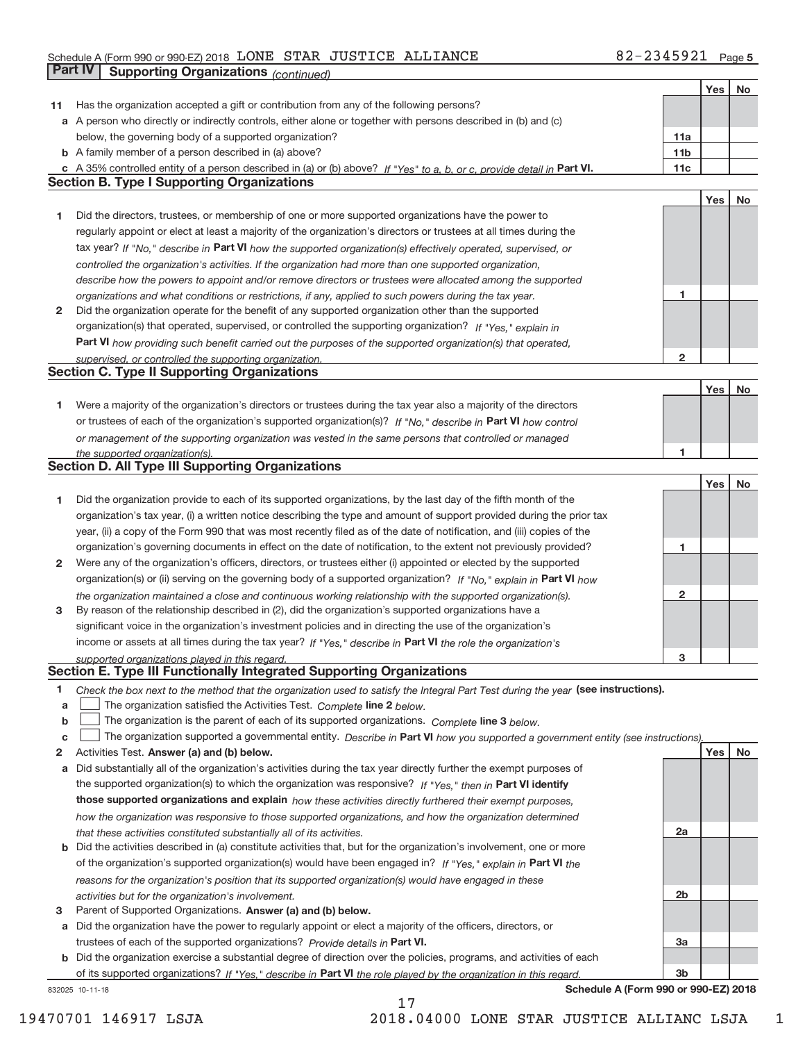Schedule A (Form 990 or 990-EZ) 2018 LONE STAR JUSTICE ALLIANCE 82-2345921 Page 5

**Part IV Supporting Organizations** *(continued)*

| | | | Yes | No |
|---|---|---|---|---|
| **11** | Has the organization accepted a gift or contribution from any of the following persons? | | | |
| **a** | A person who directly or indirectly controls, either alone or together with persons described in (b) and (c) below, the governing body of a supported organization? | 11a | | |
| **b** | A family member of a person described in (a) above? | 11b | | |
| **c** | A 35% controlled entity of a person described in (a) or (b) above? *If "Yes" to a, b, or c, provide detail in* **Part VI.** | 11c | | |

**Section B. Type I Supporting Organizations**

| | | | Yes | No |
|---|---|---|---|---|
| **1** | Did the directors, trustees, or membership of one or more supported organizations have the power to regularly appoint or elect at least a majority of the organization's directors or trustees at all times during the tax year? *If "No," describe in* **Part VI** *how the supported organization(s) effectively operated, supervised, or controlled the organization's activities. If the organization had more than one supported organization, describe how the powers to appoint and/or remove directors or trustees were allocated among the supported organizations and what conditions or restrictions, if any, applied to such powers during the tax year.* | 1 | | |
| **2** | Did the organization operate for the benefit of any supported organization other than the supported organization(s) that operated, supervised, or controlled the supporting organization? *If "Yes," explain in* **Part VI** *how providing such benefit carried out the purposes of the supported organization(s) that operated, supervised, or controlled the supporting organization.* | 2 | | |

**Section C. Type II Supporting Organizations**

| | | | Yes | No |
|---|---|---|---|---|
| **1** | Were a majority of the organization's directors or trustees during the tax year also a majority of the directors or trustees of each of the organization's supported organization(s)? *If "No," describe in* **Part VI** *how control or management of the supporting organization was vested in the same persons that controlled or managed the supported organization(s).* | 1 | | |

**Section D. All Type III Supporting Organizations**

| | | | Yes | No |
|---|---|---|---|---|
| **1** | Did the organization provide to each of its supported organizations, by the last day of the fifth month of the organization's tax year, (i) a written notice describing the type and amount of support provided during the prior tax year, (ii) a copy of the Form 990 that was most recently filed as of the date of notification, and (iii) copies of the organization's governing documents in effect on the date of notification, to the extent not previously provided? | 1 | | |
| **2** | Were any of the organization's officers, directors, or trustees either (i) appointed or elected by the supported organization(s) or (ii) serving on the governing body of a supported organization? *If "No," explain in* **Part VI** *how the organization maintained a close and continuous working relationship with the supported organization(s).* | 2 | | |
| **3** | By reason of the relationship described in (2), did the organization's supported organizations have a significant voice in the organization's investment policies and in directing the use of the organization's income or assets at all times during the tax year? *If "Yes," describe in* **Part VI** *the role the organization's supported organizations played in this regard.* | 3 | | |

**Section E. Type III Functionally Integrated Supporting Organizations**

**1** *Check the box next to the method that the organization used to satisfy the Integral Part Test during the year* **(see instructions).**

- **a** ☐ The organization satisfied the Activities Test. *Complete* **line 2** *below.*
- **b** ☐ The organization is the parent of each of its supported organizations. *Complete* **line 3** *below.*
- **c** ☐ The organization supported a governmental entity. *Describe in* **Part VI** *how you supported a government entity (see instructions).*

| | | | Yes | No |
|---|---|---|---|---|
| **2** | Activities Test. **Answer (a) and (b) below.** | | | |
| **a** | Did substantially all of the organization's activities during the tax year directly further the exempt purposes of the supported organization(s) to which the organization was responsive? *If "Yes," then in* **Part VI identify those supported organizations and explain** *how these activities directly furthered their exempt purposes, how the organization was responsive to those supported organizations, and how the organization determined that these activities constituted substantially all of its activities.* | 2a | | |
| **b** | Did the activities described in (a) constitute activities that, but for the organization's involvement, one or more of the organization's supported organization(s) would have been engaged in? *If "Yes," explain in* **Part VI** *the reasons for the organization's position that its supported organization(s) would have engaged in these activities but for the organization's involvement.* | 2b | | |
| **3** | Parent of Supported Organizations. **Answer (a) and (b) below.** | | | |
| **a** | Did the organization have the power to regularly appoint or elect a majority of the officers, directors, or trustees of each of the supported organizations? *Provide details in* **Part VI.** | 3a | | |
| **b** | Did the organization exercise a substantial degree of direction over the policies, programs, and activities of each of its supported organizations? *If "Yes," describe in* **Part VI** *the role played by the organization in this regard.* | 3b | | |

832025 10-11-18 **Schedule A (Form 990 or 990-EZ) 2018**

19470701 146917 LSJA 2018.04000 LONE STAR JUSTICE ALLIANC LSJA 1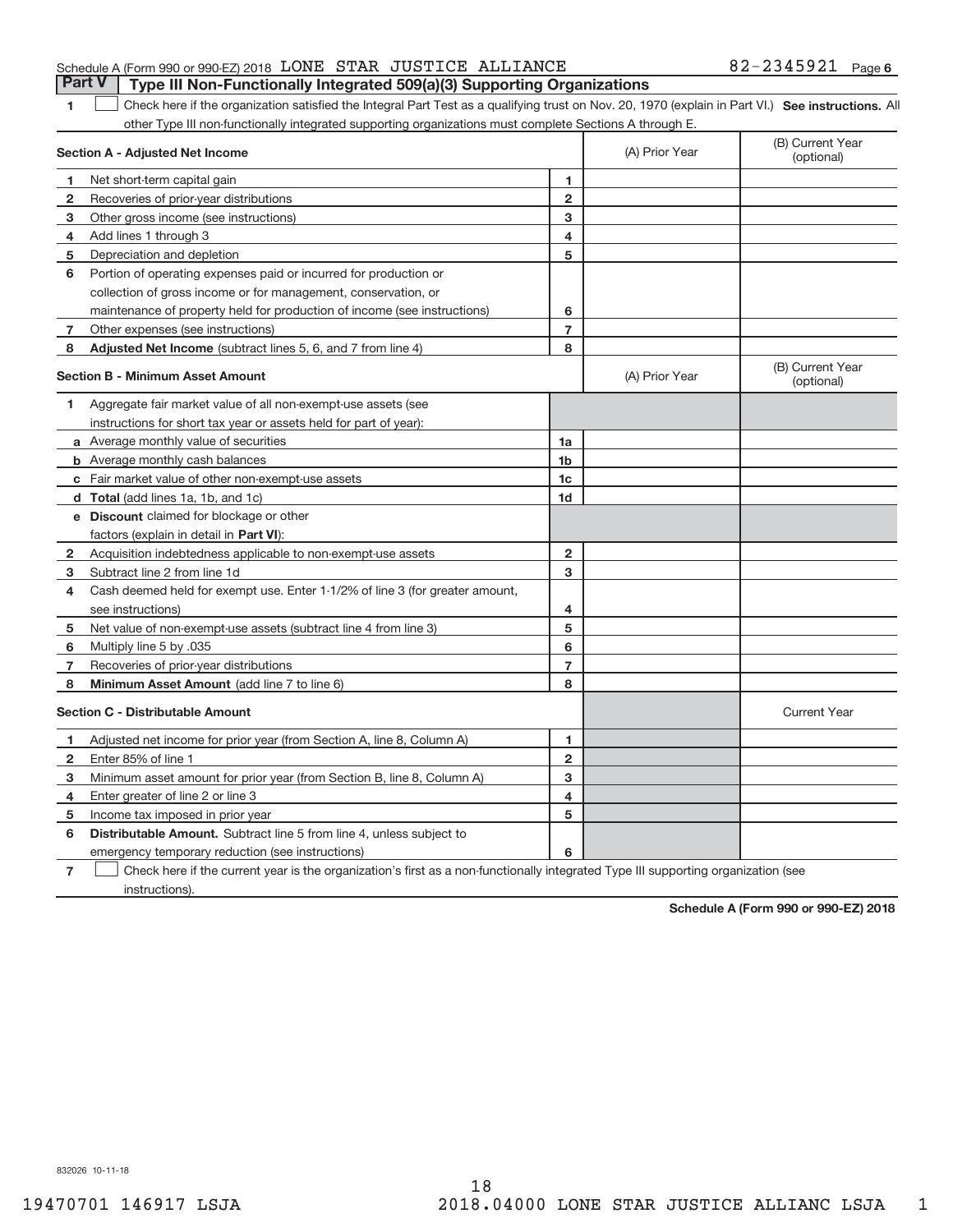Schedule A (Form 990 or 990-EZ) 2018 LONE STAR JUSTICE ALLIANCE 82-2345921 Page 6

## Part V Type III Non-Functionally Integrated 509(a)(3) Supporting Organizations

1 ☐ Check here if the organization satisfied the Integral Part Test as a qualifying trust on Nov. 20, 1970 (explain in Part VI.) **See instructions.** All other Type III non-functionally integrated supporting organizations must complete Sections A through E.

| **Section A - Adjusted Net Income** | | | (A) Prior Year | (B) Current Year (optional) |
|---|---|---|---|---|
| 1 | Net short-term capital gain | 1 | | |
| 2 | Recoveries of prior-year distributions | 2 | | |
| 3 | Other gross income (see instructions) | 3 | | |
| 4 | Add lines 1 through 3 | 4 | | |
| 5 | Depreciation and depletion | 5 | | |
| 6 | Portion of operating expenses paid or incurred for production or collection of gross income or for management, conservation, or maintenance of property held for production of income (see instructions) | 6 | | |
| 7 | Other expenses (see instructions) | 7 | | |
| 8 | **Adjusted Net Income** (subtract lines 5, 6, and 7 from line 4) | 8 | | |

| **Section B - Minimum Asset Amount** | | | (A) Prior Year | (B) Current Year (optional) |
|---|---|---|---|---|
| 1 | Aggregate fair market value of all non-exempt-use assets (see instructions for short tax year or assets held for part of year): | | | |
| a | Average monthly value of securities | 1a | | |
| b | Average monthly cash balances | 1b | | |
| c | Fair market value of other non-exempt-use assets | 1c | | |
| d | **Total** (add lines 1a, 1b, and 1c) | 1d | | |
| e | **Discount** claimed for blockage or other factors (explain in detail in **Part VI**): | | | |
| 2 | Acquisition indebtedness applicable to non-exempt-use assets | 2 | | |
| 3 | Subtract line 2 from line 1d | 3 | | |
| 4 | Cash deemed held for exempt use. Enter 1-1/2% of line 3 (for greater amount, see instructions) | 4 | | |
| 5 | Net value of non-exempt-use assets (subtract line 4 from line 3) | 5 | | |
| 6 | Multiply line 5 by .035 | 6 | | |
| 7 | Recoveries of prior-year distributions | 7 | | |
| 8 | **Minimum Asset Amount** (add line 7 to line 6) | 8 | | |

| **Section C - Distributable Amount** | | | | Current Year |
|---|---|---|---|---|
| 1 | Adjusted net income for prior year (from Section A, line 8, Column A) | 1 | | |
| 2 | Enter 85% of line 1 | 2 | | |
| 3 | Minimum asset amount for prior year (from Section B, line 8, Column A) | 3 | | |
| 4 | Enter greater of line 2 or line 3 | 4 | | |
| 5 | Income tax imposed in prior year | 5 | | |
| 6 | **Distributable Amount.** Subtract line 5 from line 4, unless subject to emergency temporary reduction (see instructions) | 6 | | |

7 ☐ Check here if the current year is the organization's first as a non-functionally integrated Type III supporting organization (see instructions).

**Schedule A (Form 990 or 990-EZ) 2018**

832026 10-11-18

19470701 146917 LSJA 2018.04000 LONE STAR JUSTICE ALLIANC LSJA 1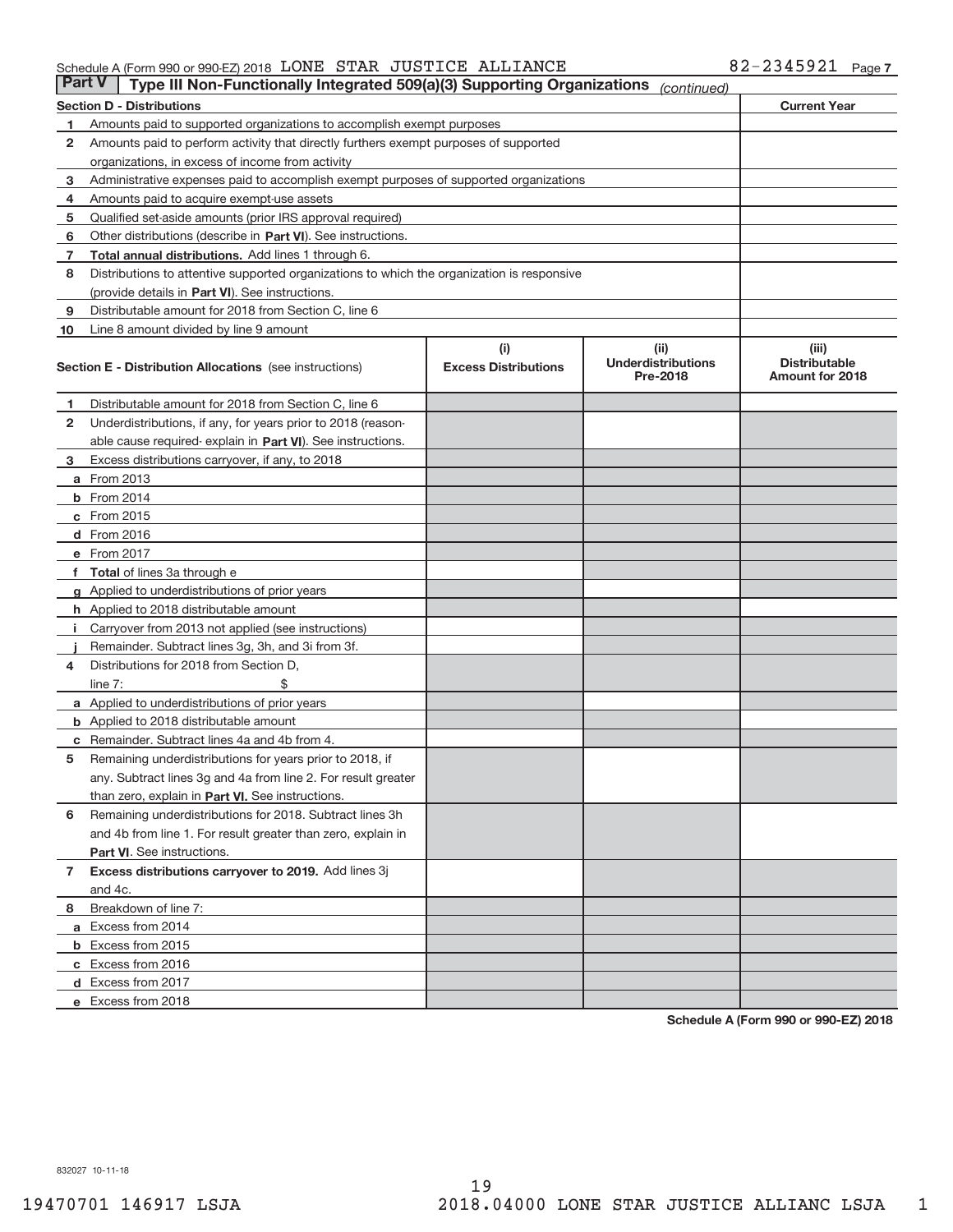Schedule A (Form 990 or 990-EZ) 2018 LONE STAR JUSTICE ALLIANCE 82-2345921 Page 7

## Part V Type III Non-Functionally Integrated 509(a)(3) Supporting Organizations *(continued)*

| Section D - Distributions | | Current Year |
|---|---|---|
| 1 | Amounts paid to supported organizations to accomplish exempt purposes | |
| 2 | Amounts paid to perform activity that directly furthers exempt purposes of supported organizations, in excess of income from activity | |
| 3 | Administrative expenses paid to accomplish exempt purposes of supported organizations | |
| 4 | Amounts paid to acquire exempt-use assets | |
| 5 | Qualified set-aside amounts (prior IRS approval required) | |
| 6 | Other distributions (describe in **Part VI**). See instructions. | |
| 7 | **Total annual distributions.** Add lines 1 through 6. | |
| 8 | Distributions to attentive supported organizations to which the organization is responsive (provide details in **Part VI**). See instructions. | |
| 9 | Distributable amount for 2018 from Section C, line 6 | |
| 10 | Line 8 amount divided by line 9 amount | |

| Section E - Distribution Allocations (see instructions) | (i) Excess Distributions | (ii) Underdistributions Pre-2018 | (iii) Distributable Amount for 2018 |
|---|---|---|---|
| 1 Distributable amount for 2018 from Section C, line 6 | | | |
| 2 Underdistributions, if any, for years prior to 2018 (reasonable cause required- explain in **Part VI**). See instructions. | | | |
| 3 Excess distributions carryover, if any, to 2018 | | | |
| a From 2013 | | | |
| b From 2014 | | | |
| c From 2015 | | | |
| d From 2016 | | | |
| e From 2017 | | | |
| f **Total** of lines 3a through e | | | |
| g Applied to underdistributions of prior years | | | |
| h Applied to 2018 distributable amount | | | |
| i Carryover from 2013 not applied (see instructions) | | | |
| j Remainder. Subtract lines 3g, 3h, and 3i from 3f. | | | |
| 4 Distributions for 2018 from Section D, line 7: $ | | | |
| a Applied to underdistributions of prior years | | | |
| b Applied to 2018 distributable amount | | | |
| c Remainder. Subtract lines 4a and 4b from 4. | | | |
| 5 Remaining underdistributions for years prior to 2018, if any. Subtract lines 3g and 4a from line 2. For result greater than zero, explain in **Part VI.** See instructions. | | | |
| 6 Remaining underdistributions for 2018. Subtract lines 3h and 4b from line 1. For result greater than zero, explain in **Part VI**. See instructions. | | | |
| 7 **Excess distributions carryover to 2019.** Add lines 3j and 4c. | | | |
| 8 Breakdown of line 7: | | | |
| a Excess from 2014 | | | |
| b Excess from 2015 | | | |
| c Excess from 2016 | | | |
| d Excess from 2017 | | | |
| e Excess from 2018 | | | |

**Schedule A (Form 990 or 990-EZ) 2018**

832027 10-11-18

19470701 146917 LSJA 2018.04000 LONE STAR JUSTICE ALLIANC LSJA 1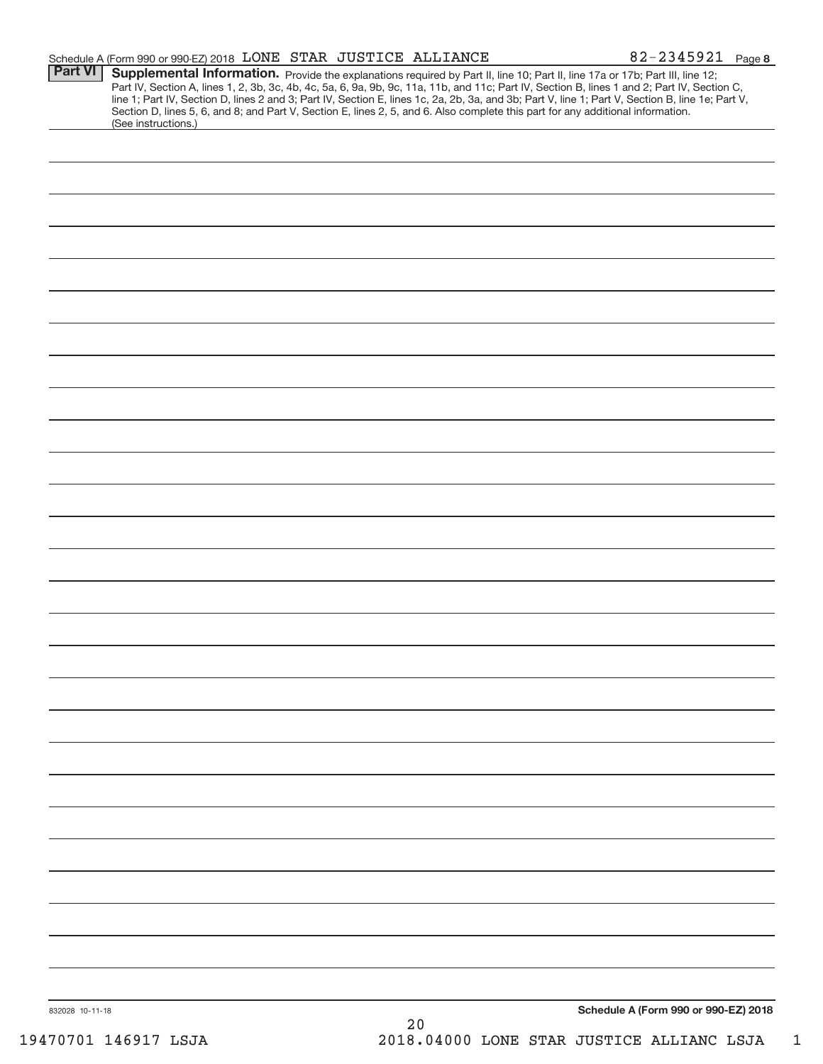Schedule A (Form 990 or 990-EZ) 2018 LONE STAR JUSTICE ALLIANCE 82-2345921 Page 8

## Part VI Supplemental Information.

Provide the explanations required by Part II, line 10; Part II, line 17a or 17b; Part III, line 12; Part IV, Section A, lines 1, 2, 3b, 3c, 4b, 4c, 5a, 6, 9a, 9b, 9c, 11a, 11b, and 11c; Part IV, Section B, lines 1 and 2; Part IV, Section C, line 1; Part IV, Section D, lines 2 and 3; Part IV, Section E, lines 1c, 2a, 2b, 3a, and 3b; Part V, line 1; Part V, Section B, line 1e; Part V, Section D, lines 5, 6, and 8; and Part V, Section E, lines 2, 5, and 6. Also complete this part for any additional information. (See instructions.)

832028 10-11-18

Schedule A (Form 990 or 990-EZ) 2018

19470701 146917 LSJA 2018.04000 LONE STAR JUSTICE ALLIANC LSJA 1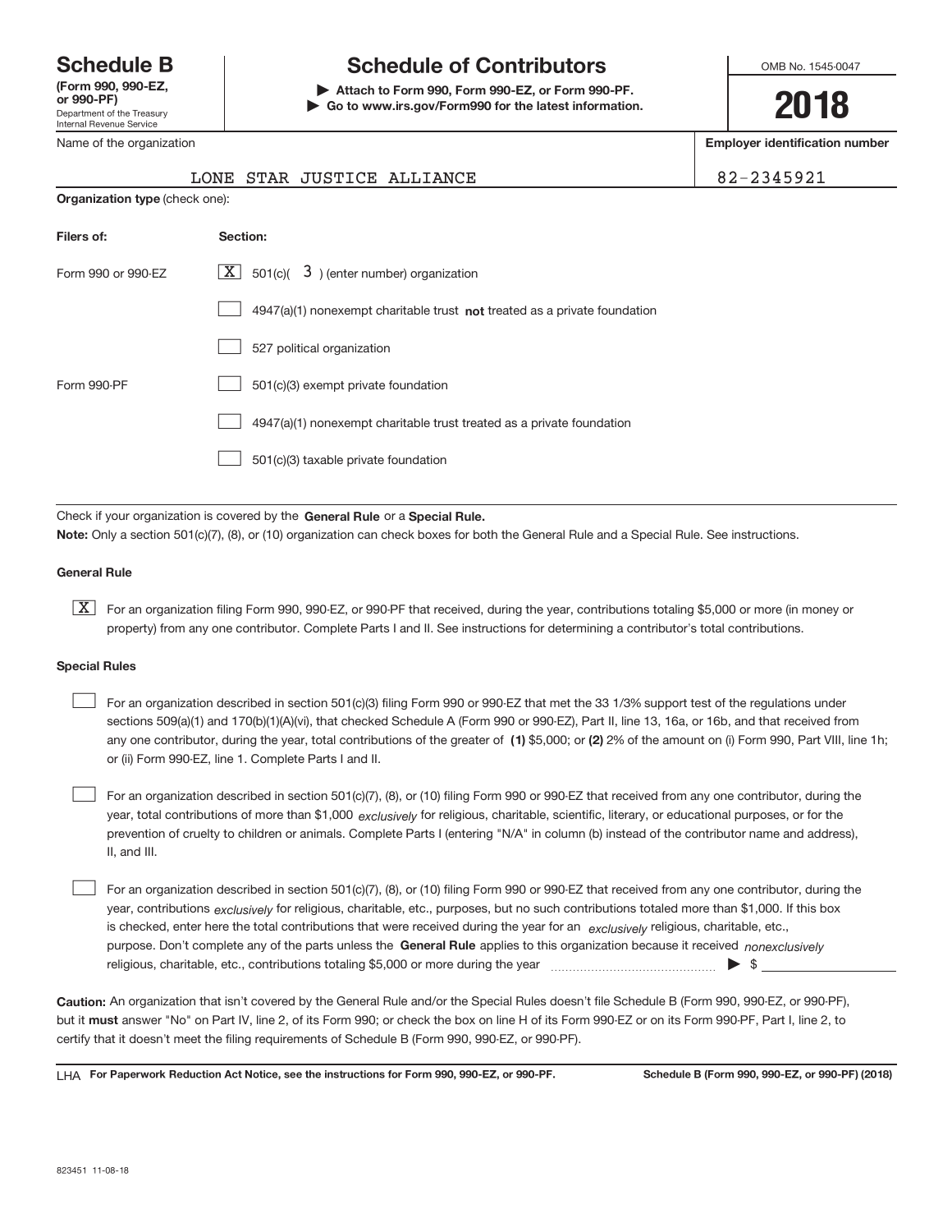# Schedule B

**(Form 990, 990-EZ, or 990-PF)**
Department of the Treasury
Internal Revenue Service

# Schedule of Contributors

▶ **Attach to Form 990, Form 990-EZ, or Form 990-PF.**
▶ **Go to www.irs.gov/Form990 for the latest information.**

OMB No. 1545-0047

**2018**

Name of the organization: LONE STAR JUSTICE ALLIANCE

**Employer identification number:** 82-2345921

**Organization type** (check one):

| **Filers of:** | **Section:** |
|---|---|
| Form 990 or 990-EZ | [X] 501(c)( 3 ) (enter number) organization |
| | [ ] 4947(a)(1) nonexempt charitable trust **not** treated as a private foundation |
| | [ ] 527 political organization |
| Form 990-PF | [ ] 501(c)(3) exempt private foundation |
| | [ ] 4947(a)(1) nonexempt charitable trust treated as a private foundation |
| | [ ] 501(c)(3) taxable private foundation |

Check if your organization is covered by the **General Rule** or a **Special Rule.**

**Note:** Only a section 501(c)(7), (8), or (10) organization can check boxes for both the General Rule and a Special Rule. See instructions.

### General Rule

[X] For an organization filing Form 990, 990-EZ, or 990-PF that received, during the year, contributions totaling $5,000 or more (in money or property) from any one contributor. Complete Parts I and II. See instructions for determining a contributor's total contributions.

### Special Rules

[ ] For an organization described in section 501(c)(3) filing Form 990 or 990-EZ that met the 33 1/3% support test of the regulations under sections 509(a)(1) and 170(b)(1)(A)(vi), that checked Schedule A (Form 990 or 990-EZ), Part II, line 13, 16a, or 16b, and that received from any one contributor, during the year, total contributions of the greater of **(1)** $5,000; or **(2)** 2% of the amount on (i) Form 990, Part VIII, line 1h; or (ii) Form 990-EZ, line 1. Complete Parts I and II.

[ ] For an organization described in section 501(c)(7), (8), or (10) filing Form 990 or 990-EZ that received from any one contributor, during the year, total contributions of more than $1,000 *exclusively* for religious, charitable, scientific, literary, or educational purposes, or for the prevention of cruelty to children or animals. Complete Parts I (entering "N/A" in column (b) instead of the contributor name and address), II, and III.

[ ] For an organization described in section 501(c)(7), (8), or (10) filing Form 990 or 990-EZ that received from any one contributor, during the year, contributions *exclusively* for religious, charitable, etc., purposes, but no such contributions totaled more than $1,000. If this box is checked, enter here the total contributions that were received during the year for an *exclusively* religious, charitable, etc., purpose. Don't complete any of the parts unless the **General Rule** applies to this organization because it received *nonexclusively* religious, charitable, etc., contributions totaling $5,000 or more during the year ▶ $ ____________

**Caution:** An organization that isn't covered by the General Rule and/or the Special Rules doesn't file Schedule B (Form 990, 990-EZ, or 990-PF), but it **must** answer "No" on Part IV, line 2, of its Form 990; or check the box on line H of its Form 990-EZ or on its Form 990-PF, Part I, line 2, to certify that it doesn't meet the filing requirements of Schedule B (Form 990, 990-EZ, or 990-PF).

LHA **For Paperwork Reduction Act Notice, see the instructions for Form 990, 990-EZ, or 990-PF.** **Schedule B (Form 990, 990-EZ, or 990-PF) (2018)**

823451 11-08-18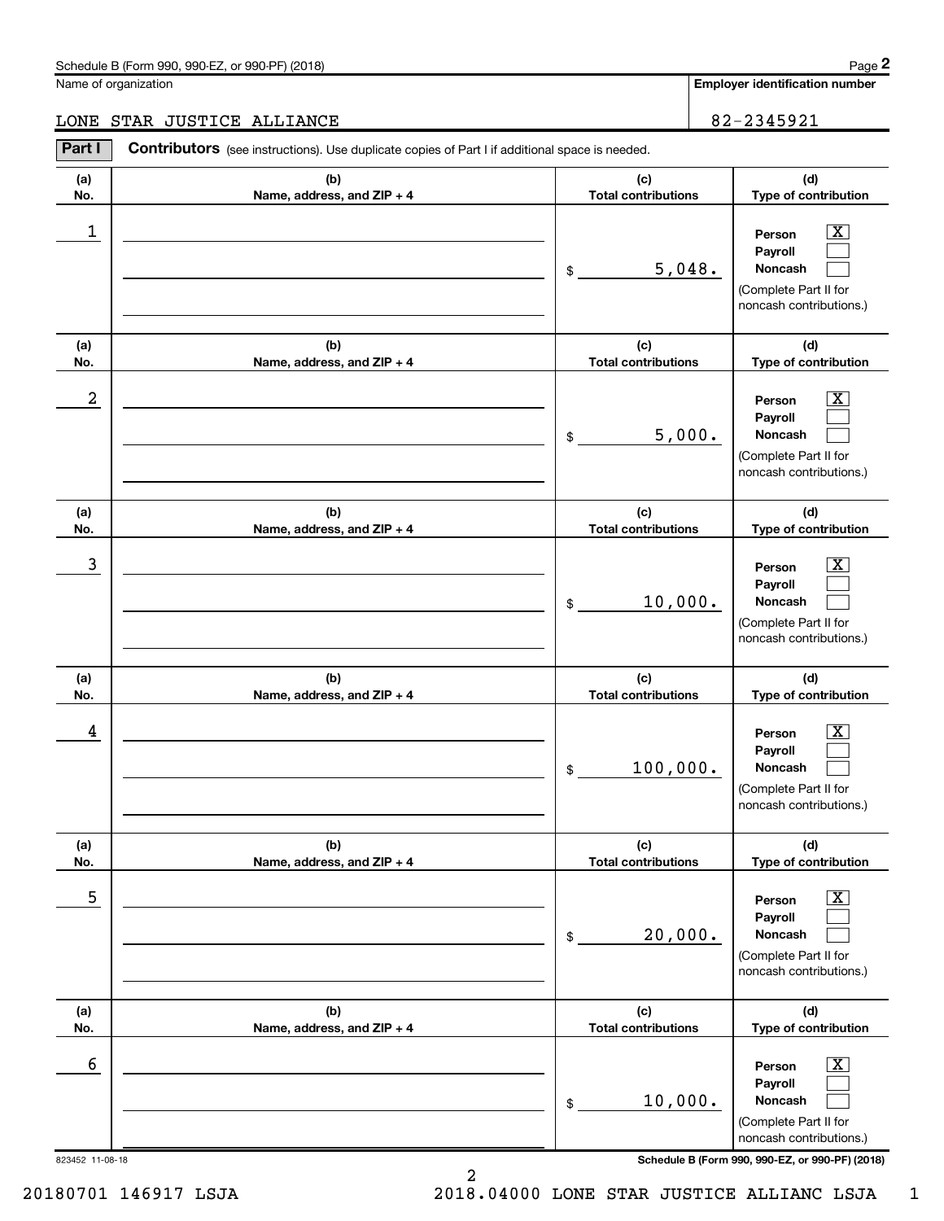Schedule B (Form 990, 990-EZ, or 990-PF) (2018)

Name of organization: LONE STAR JUSTICE ALLIANCE

Employer identification number: 82-2345921

## Part I — Contributors (see instructions). Use duplicate copies of Part I if additional space is needed.

| (a) No. | (b) Name, address, and ZIP + 4 | (c) Total contributions | (d) Type of contribution |
| --- | --- | --- | --- |
| 1 | | $ 5,048. | Person [X] Payroll [ ] Noncash [ ] (Complete Part II for noncash contributions.) |
| 2 | | $ 5,000. | Person [X] Payroll [ ] Noncash [ ] (Complete Part II for noncash contributions.) |
| 3 | | $ 10,000. | Person [X] Payroll [ ] Noncash [ ] (Complete Part II for noncash contributions.) |
| 4 | | $ 100,000. | Person [X] Payroll [ ] Noncash [ ] (Complete Part II for noncash contributions.) |
| 5 | | $ 20,000. | Person [X] Payroll [ ] Noncash [ ] (Complete Part II for noncash contributions.) |
| 6 | | $ 10,000. | Person [X] Payroll [ ] Noncash [ ] (Complete Part II for noncash contributions.) |

823452 11-08-18

20180701 146917 LSJA 2018.04000 LONE STAR JUSTICE ALLIANC LSJA 1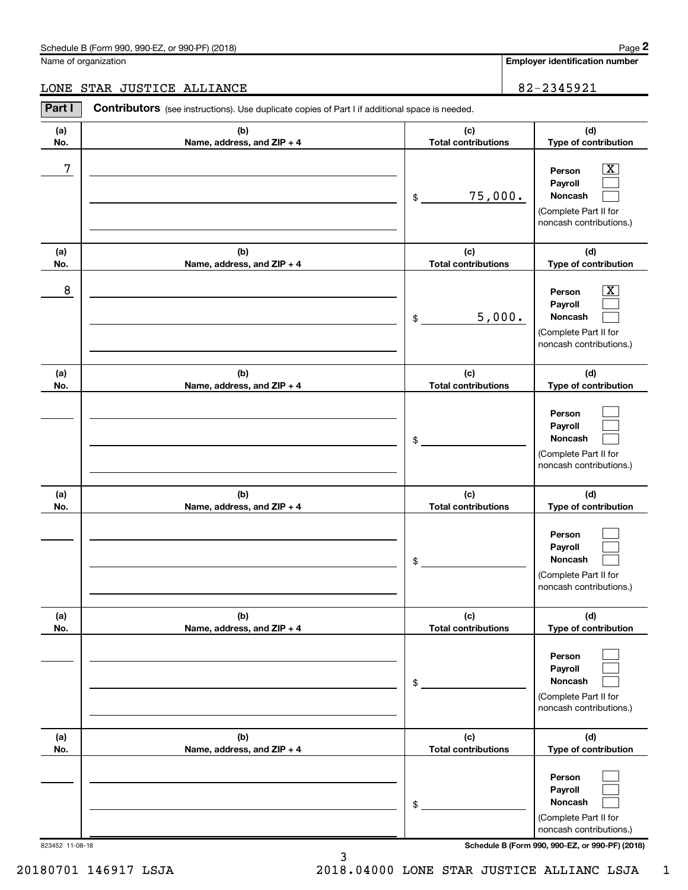Schedule B (Form 990, 990-EZ, or 990-PF) (2018)

Name of organization: LONE STAR JUSTICE ALLIANCE

Employer identification number: 82-2345921

**Part I** **Contributors** (see instructions). Use duplicate copies of Part I if additional space is needed.

| (a) No. | (b) Name, address, and ZIP + 4 | (c) Total contributions | (d) Type of contribution |
|---|---|---|---|
| 7 | | $ 75,000. | Person [X] Payroll [ ] Noncash [ ] (Complete Part II for noncash contributions.) |
| 8 | | $ 5,000. | Person [X] Payroll [ ] Noncash [ ] (Complete Part II for noncash contributions.) |
| | | $ | Person [ ] Payroll [ ] Noncash [ ] (Complete Part II for noncash contributions.) |
| | | $ | Person [ ] Payroll [ ] Noncash [ ] (Complete Part II for noncash contributions.) |
| | | $ | Person [ ] Payroll [ ] Noncash [ ] (Complete Part II for noncash contributions.) |
| | | $ | Person [ ] Payroll [ ] Noncash [ ] (Complete Part II for noncash contributions.) |

823452 11-08-18

20180701 146917 LSJA 2018.04000 LONE STAR JUSTICE ALLIANC LSJA 1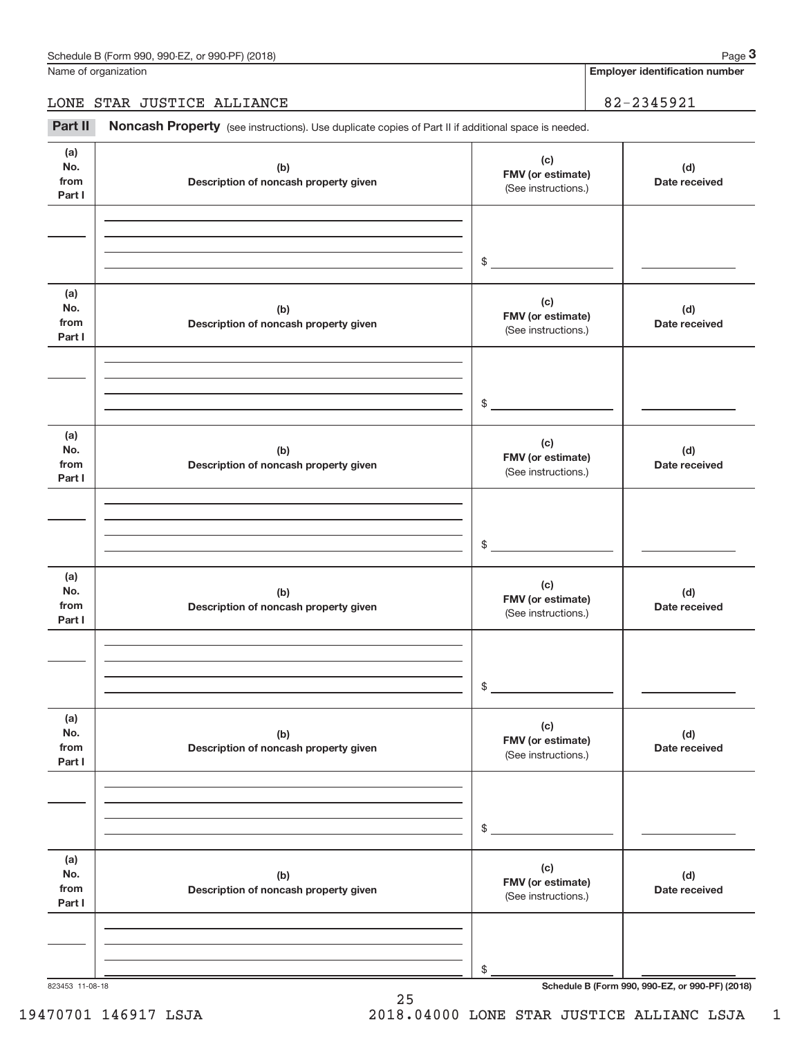Name of organization

LONE STAR JUSTICE ALLIANCE

**Employer identification number**

82-2345921

**Part II** **Noncash Property** (see instructions). Use duplicate copies of Part II if additional space is needed.

| (a) No. from Part I | (b) Description of noncash property given | (c) FMV (or estimate) (See instructions.) | (d) Date received |
|---|---|---|---|
| | | $ | |

| (a) No. from Part I | (b) Description of noncash property given | (c) FMV (or estimate) (See instructions.) | (d) Date received |
|---|---|---|---|
| | | $ | |

| (a) No. from Part I | (b) Description of noncash property given | (c) FMV (or estimate) (See instructions.) | (d) Date received |
|---|---|---|---|
| | | $ | |

| (a) No. from Part I | (b) Description of noncash property given | (c) FMV (or estimate) (See instructions.) | (d) Date received |
|---|---|---|---|
| | | $ | |

| (a) No. from Part I | (b) Description of noncash property given | (c) FMV (or estimate) (See instructions.) | (d) Date received |
|---|---|---|---|
| | | $ | |

| (a) No. from Part I | (b) Description of noncash property given | (c) FMV (or estimate) (See instructions.) | (d) Date received |
|---|---|---|---|
| | | $ | |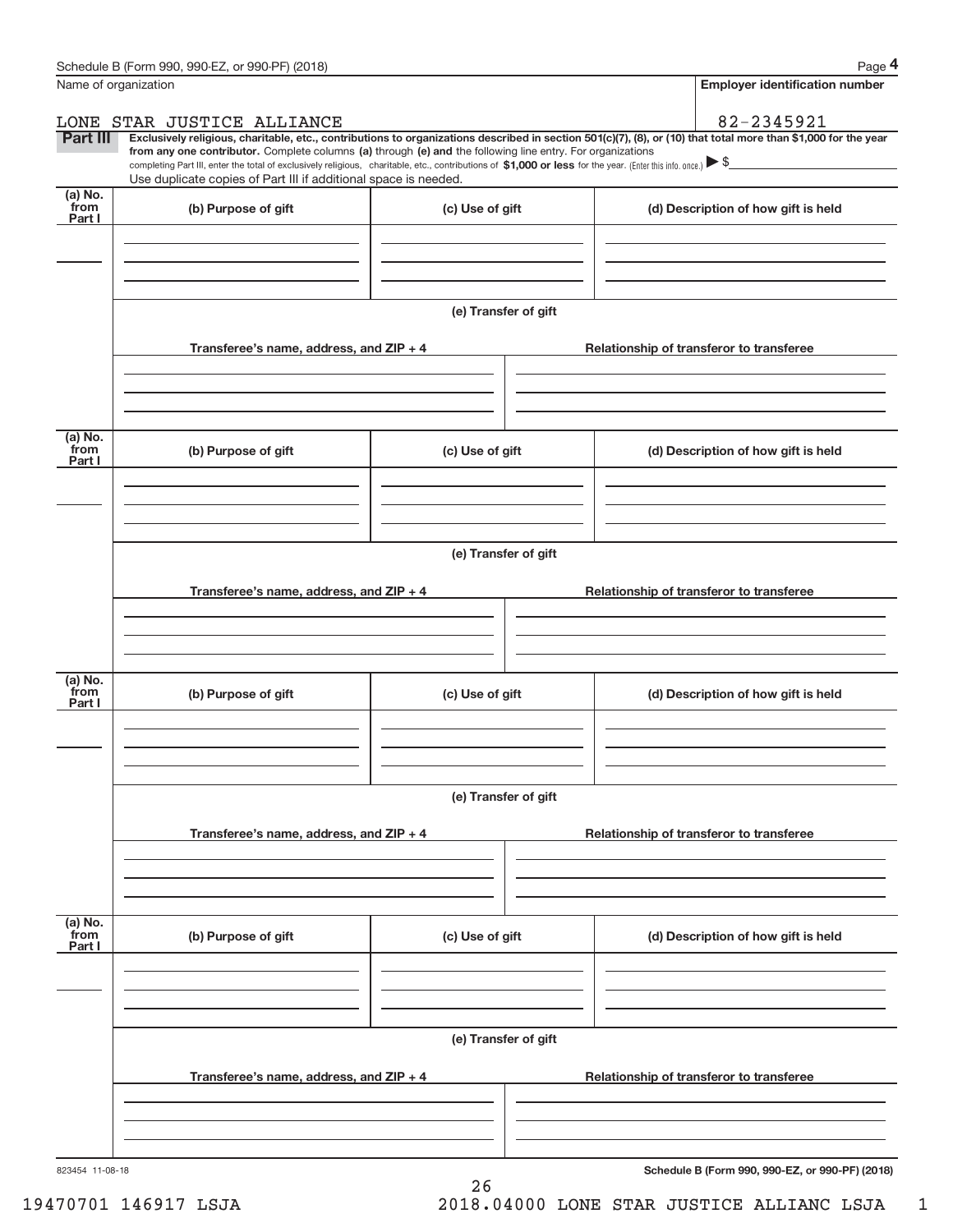Name of organization

**Employer identification number**

LONE STAR JUSTICE ALLIANCE

82-2345921

**Part III** **Exclusively religious, charitable, etc., contributions to organizations described in section 501(c)(7), (8), or (10) that total more than $1,000 for the year from any one contributor.** Complete columns **(a)** through **(e) and** the following line entry. For organizations completing Part III, enter the total of exclusively religious, charitable, etc., contributions of **$1,000 or less** for the year. (Enter this info. once.) ▶ $

Use duplicate copies of Part III if additional space is needed.

| (a) No. from Part I | (b) Purpose of gift | (c) Use of gift | (d) Description of how gift is held |
| --- | --- | --- | --- |
| | | | |

**(e) Transfer of gift**

| Transferee's name, address, and ZIP + 4 | Relationship of transferor to transferee |
| --- | --- |
| | |

| (a) No. from Part I | (b) Purpose of gift | (c) Use of gift | (d) Description of how gift is held |
| --- | --- | --- | --- |
| | | | |

**(e) Transfer of gift**

| Transferee's name, address, and ZIP + 4 | Relationship of transferor to transferee |
| --- | --- |
| | |

| (a) No. from Part I | (b) Purpose of gift | (c) Use of gift | (d) Description of how gift is held |
| --- | --- | --- | --- |
| | | | |

**(e) Transfer of gift**

| Transferee's name, address, and ZIP + 4 | Relationship of transferor to transferee |
| --- | --- |
| | |

| (a) No. from Part I | (b) Purpose of gift | (c) Use of gift | (d) Description of how gift is held |
| --- | --- | --- | --- |
| | | | |

**(e) Transfer of gift**

| Transferee's name, address, and ZIP + 4 | Relationship of transferor to transferee |
| --- | --- |
| | |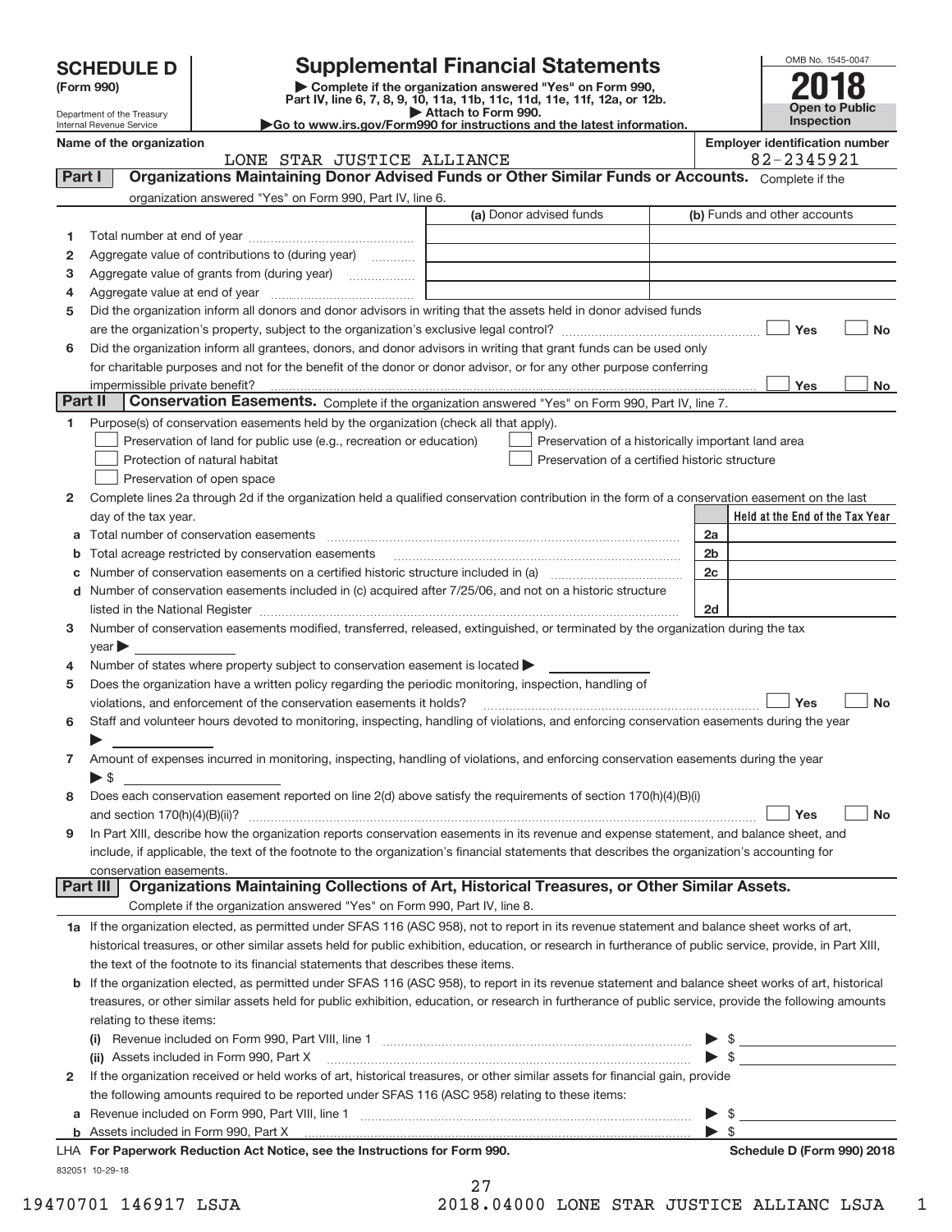# SCHEDULE D (Form 990)

Department of the Treasury
Internal Revenue Service

## Supplemental Financial Statements

▶ Complete if the organization answered "Yes" on Form 990, Part IV, line 6, 7, 8, 9, 10, 11a, 11b, 11c, 11d, 11e, 11f, 12a, or 12b.
▶ Attach to Form 990.
▶ Go to www.irs.gov/Form990 for instructions and the latest information.

OMB No. 1545-0047

**2018**

**Open to Public Inspection**

**Name of the organization:** LONE STAR JUSTICE ALLIANCE

**Employer identification number:** 82-2345921

### Part I — Organizations Maintaining Donor Advised Funds or Other Similar Funds or Accounts.

Complete if the organization answered "Yes" on Form 990, Part IV, line 6.

| | | (a) Donor advised funds | (b) Funds and other accounts |
|---|---|---|---|
| 1 | Total number at end of year | | |
| 2 | Aggregate value of contributions to (during year) | | |
| 3 | Aggregate value of grants from (during year) | | |
| 4 | Aggregate value at end of year | | |

5 Did the organization inform all donors and donor advisors in writing that the assets held in donor advised funds are the organization's property, subject to the organization's exclusive legal control? ☐ Yes ☐ No

6 Did the organization inform all grantees, donors, and donor advisors in writing that grant funds can be used only for charitable purposes and not for the benefit of the donor or donor advisor, or for any other purpose conferring impermissible private benefit? ☐ Yes ☐ No

### Part II — Conservation Easements.

Complete if the organization answered "Yes" on Form 990, Part IV, line 7.

1 Purpose(s) of conservation easements held by the organization (check all that apply).

- ☐ Preservation of land for public use (e.g., recreation or education)
- ☐ Preservation of a historically important land area
- ☐ Protection of natural habitat
- ☐ Preservation of a certified historic structure
- ☐ Preservation of open space

2 Complete lines 2a through 2d if the organization held a qualified conservation contribution in the form of a conservation easement on the last day of the tax year.

| | | | Held at the End of the Tax Year |
|---|---|---|---|
| a | Total number of conservation easements | 2a | |
| b | Total acreage restricted by conservation easements | 2b | |
| c | Number of conservation easements on a certified historic structure included in (a) | 2c | |
| d | Number of conservation easements included in (c) acquired after 7/25/06, and not on a historic structure listed in the National Register | 2d | |

3 Number of conservation easements modified, transferred, released, extinguished, or terminated by the organization during the tax year ▶

4 Number of states where property subject to conservation easement is located ▶

5 Does the organization have a written policy regarding the periodic monitoring, inspection, handling of violations, and enforcement of the conservation easements it holds? ☐ Yes ☐ No

6 Staff and volunteer hours devoted to monitoring, inspecting, handling of violations, and enforcing conservation easements during the year ▶

7 Amount of expenses incurred in monitoring, inspecting, handling of violations, and enforcing conservation easements during the year ▶ $

8 Does each conservation easement reported on line 2(d) above satisfy the requirements of section 170(h)(4)(B)(i) and section 170(h)(4)(B)(ii)? ☐ Yes ☐ No

9 In Part XIII, describe how the organization reports conservation easements in its revenue and expense statement, and balance sheet, and include, if applicable, the text of the footnote to the organization's financial statements that describes the organization's accounting for conservation easements.

### Part III — Organizations Maintaining Collections of Art, Historical Treasures, or Other Similar Assets.

Complete if the organization answered "Yes" on Form 990, Part IV, line 8.

1a If the organization elected, as permitted under SFAS 116 (ASC 958), not to report in its revenue statement and balance sheet works of art, historical treasures, or other similar assets held for public exhibition, education, or research in furtherance of public service, provide, in Part XIII, the text of the footnote to its financial statements that describes these items.

b If the organization elected, as permitted under SFAS 116 (ASC 958), to report in its revenue statement and balance sheet works of art, historical treasures, or other similar assets held for public exhibition, education, or research in furtherance of public service, provide the following amounts relating to these items:

(i) Revenue included on Form 990, Part VIII, line 1 ▶ $

(ii) Assets included in Form 990, Part X ▶ $

2 If the organization received or held works of art, historical treasures, or other similar assets for financial gain, provide the following amounts required to be reported under SFAS 116 (ASC 958) relating to these items:

a Revenue included on Form 990, Part VIII, line 1 ▶ $

b Assets included in Form 990, Part X ▶ $

LHA **For Paperwork Reduction Act Notice, see the Instructions for Form 990.** **Schedule D (Form 990) 2018**

832051 10-29-18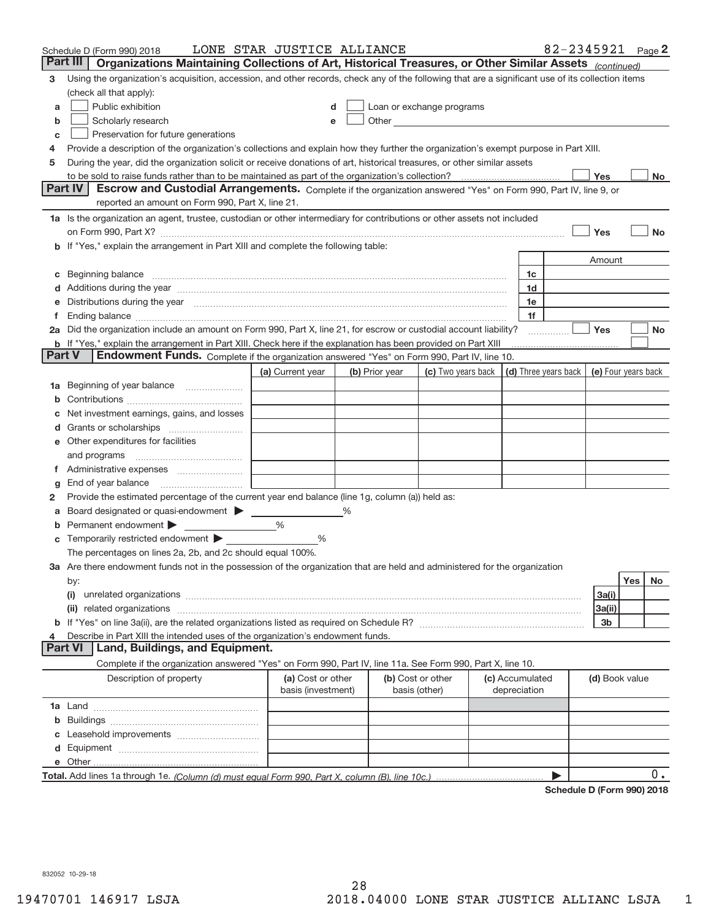Schedule D (Form 990) 2018 LONE STAR JUSTICE ALLIANCE 82-2345921 Page 2

## Part III Organizations Maintaining Collections of Art, Historical Treasures, or Other Similar Assets *(continued)*

3 Using the organization's acquisition, accession, and other records, check any of the following that are a significant use of its collection items (check all that apply):

a ☐ Public exhibition
b ☐ Scholarly research
c ☐ Preservation for future generations
d ☐ Loan or exchange programs
e ☐ Other

4 Provide a description of the organization's collections and explain how they further the organization's exempt purpose in Part XIII.

5 During the year, did the organization solicit or receive donations of art, historical treasures, or other similar assets to be sold to raise funds rather than to be maintained as part of the organization's collection? ☐ Yes ☐ No

## Part IV Escrow and Custodial Arrangements.

Complete if the organization answered "Yes" on Form 990, Part IV, line 9, or reported an amount on Form 990, Part X, line 21.

1a Is the organization an agent, trustee, custodian or other intermediary for contributions or other assets not included on Form 990, Part X? ☐ Yes ☐ No

b If "Yes," explain the arrangement in Part XIII and complete the following table:

| | | Amount |
|---|---|---|
| c Beginning balance | 1c | |
| d Additions during the year | 1d | |
| e Distributions during the year | 1e | |
| f Ending balance | 1f | |

2a Did the organization include an amount on Form 990, Part X, line 21, for escrow or custodial account liability? ☐ Yes ☐ No

b If "Yes," explain the arrangement in Part XIII. Check here if the explanation has been provided on Part XIII ☐

## Part V Endowment Funds.

Complete if the organization answered "Yes" on Form 990, Part IV, line 10.

| | (a) Current year | (b) Prior year | (c) Two years back | (d) Three years back | (e) Four years back |
|---|---|---|---|---|---|
| 1a Beginning of year balance | | | | | |
| b Contributions | | | | | |
| c Net investment earnings, gains, and losses | | | | | |
| d Grants or scholarships | | | | | |
| e Other expenditures for facilities and programs | | | | | |
| f Administrative expenses | | | | | |
| g End of year balance | | | | | |

2 Provide the estimated percentage of the current year end balance (line 1g, column (a)) held as:

a Board designated or quasi-endowment ▶ %
b Permanent endowment ▶ %
c Temporarily restricted endowment ▶ %

The percentages on lines 2a, 2b, and 2c should equal 100%.

3a Are there endowment funds not in the possession of the organization that are held and administered for the organization by:

| | | Yes | No |
|---|---|---|---|
| (i) unrelated organizations | 3a(i) | | |
| (ii) related organizations | 3a(ii) | | |
| b If "Yes" on line 3a(ii), are the related organizations listed as required on Schedule R? | 3b | | |

4 Describe in Part XIII the intended uses of the organization's endowment funds.

## Part VI Land, Buildings, and Equipment.

Complete if the organization answered "Yes" on Form 990, Part IV, line 11a. See Form 990, Part X, line 10.

| Description of property | (a) Cost or other basis (investment) | (b) Cost or other basis (other) | (c) Accumulated depreciation | (d) Book value |
|---|---|---|---|---|
| 1a Land | | | | |
| b Buildings | | | | |
| c Leasehold improvements | | | | |
| d Equipment | | | | |
| e Other | | | | |
| **Total.** Add lines 1a through 1e. *(Column (d) must equal Form 990, Part X, column (B), line 10c.)* | | | ▶ | 0. |

**Schedule D (Form 990) 2018**

832052 10-29-18

19470701 146917 LSJA 2018.04000 LONE STAR JUSTICE ALLIANC LSJA 1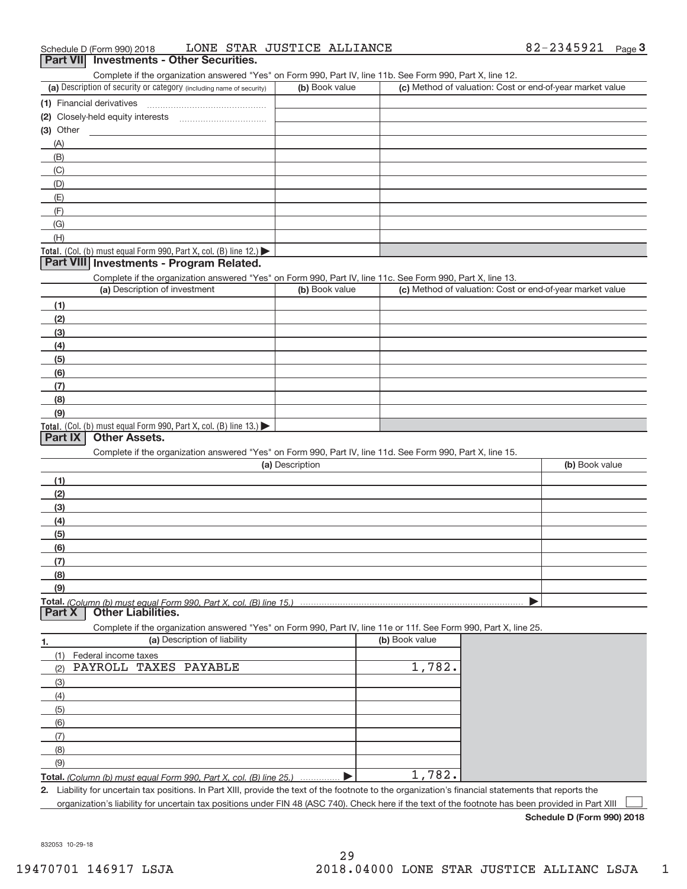Schedule D (Form 990) 2018 LONE STAR JUSTICE ALLIANCE 82-2345921 Page 3

## Part VII Investments - Other Securities.

Complete if the organization answered "Yes" on Form 990, Part IV, line 11b. See Form 990, Part X, line 12.

| (a) Description of security or category (including name of security) | (b) Book value | (c) Method of valuation: Cost or end-of-year market value |
|---|---|---|
| (1) Financial derivatives | | |
| (2) Closely-held equity interests | | |
| (3) Other | | |
| (A) | | |
| (B) | | |
| (C) | | |
| (D) | | |
| (E) | | |
| (F) | | |
| (G) | | |
| (H) | | |
| **Total.** (Col. (b) must equal Form 990, Part X, col. (B) line 12.) ▶ | | |

## Part VIII Investments - Program Related.

Complete if the organization answered "Yes" on Form 990, Part IV, line 11c. See Form 990, Part X, line 13.

| (a) Description of investment | (b) Book value | (c) Method of valuation: Cost or end-of-year market value |
|---|---|---|
| (1) | | |
| (2) | | |
| (3) | | |
| (4) | | |
| (5) | | |
| (6) | | |
| (7) | | |
| (8) | | |
| (9) | | |
| **Total.** (Col. (b) must equal Form 990, Part X, col. (B) line 13.) ▶ | | |

## Part IX Other Assets.

Complete if the organization answered "Yes" on Form 990, Part IV, line 11d. See Form 990, Part X, line 15.

| (a) Description | (b) Book value |
|---|---|
| (1) | |
| (2) | |
| (3) | |
| (4) | |
| (5) | |
| (6) | |
| (7) | |
| (8) | |
| (9) | |
| **Total.** *(Column (b) must equal Form 990, Part X, col. (B) line 15.)* ▶ | |

## Part X Other Liabilities.

Complete if the organization answered "Yes" on Form 990, Part IV, line 11e or 11f. See Form 990, Part X, line 25.

| 1. (a) Description of liability | (b) Book value |
|---|---|
| (1) Federal income taxes | |
| (2) PAYROLL TAXES PAYABLE | 1,782. |
| (3) | |
| (4) | |
| (5) | |
| (6) | |
| (7) | |
| (8) | |
| (9) | |
| **Total.** *(Column (b) must equal Form 990, Part X, col. (B) line 25.)* ▶ | 1,782. |

2. Liability for uncertain tax positions. In Part XIII, provide the text of the footnote to the organization's financial statements that reports the organization's liability for uncertain tax positions under FIN 48 (ASC 740). Check here if the text of the footnote has been provided in Part XIII ☐

**Schedule D (Form 990) 2018**

832053 10-29-18

19470701 146917 LSJA 2018.04000 LONE STAR JUSTICE ALLIANC LSJA 1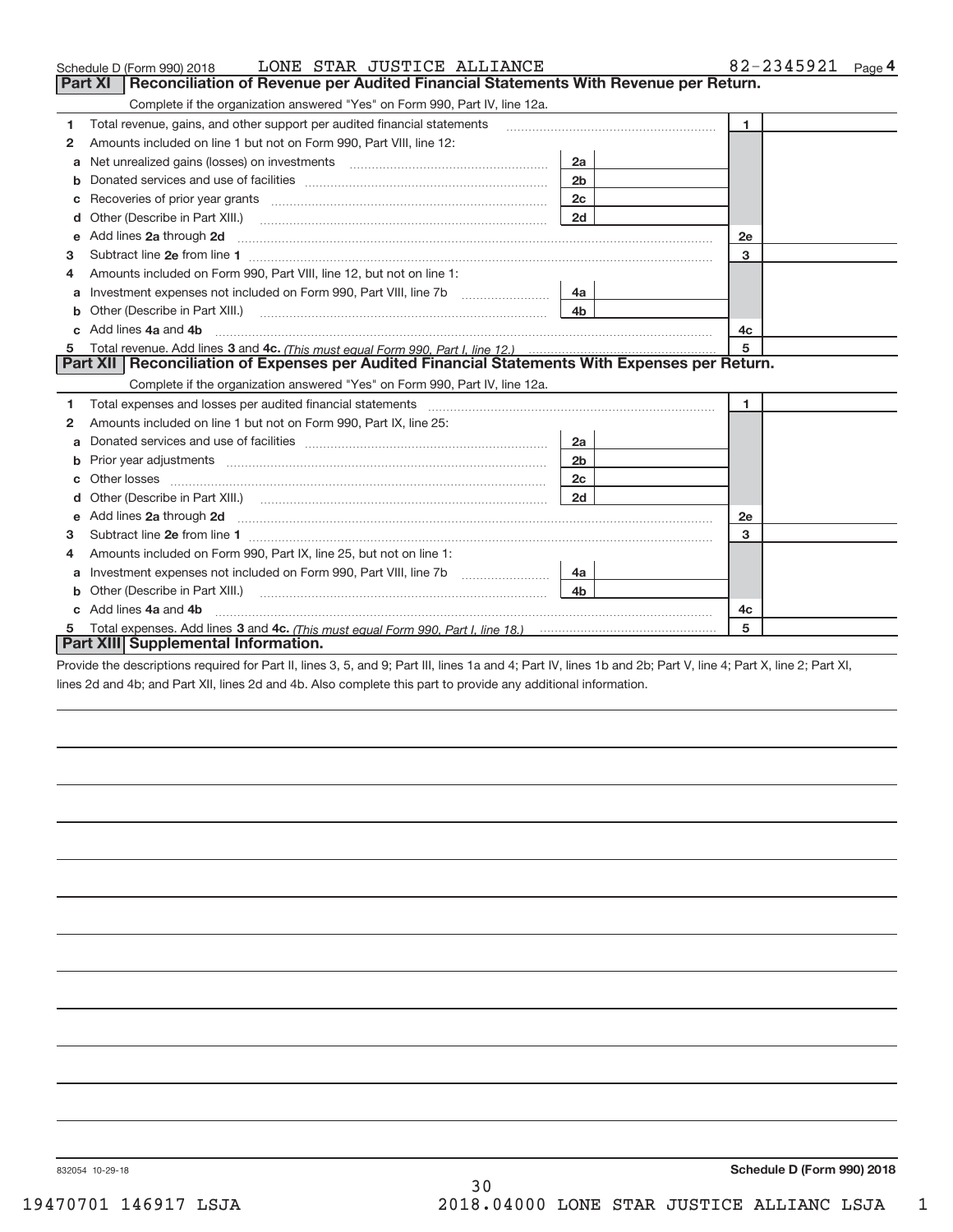Schedule D (Form 990) 2018 LONE STAR JUSTICE ALLIANCE 82-2345921 Page 4

## Part XI Reconciliation of Revenue per Audited Financial Statements With Revenue per Return.

Complete if the organization answered "Yes" on Form 990, Part IV, line 12a.

| Line | Description | Sub-line | Amount | Line | Amount |
|---|---|---|---|---|---|
| 1 | Total revenue, gains, and other support per audited financial statements | | | 1 | |
| 2 | Amounts included on line 1 but not on Form 990, Part VIII, line 12: | | | | |
| a | Net unrealized gains (losses) on investments | 2a | | | |
| b | Donated services and use of facilities | 2b | | | |
| c | Recoveries of prior year grants | 2c | | | |
| d | Other (Describe in Part XIII.) | 2d | | | |
| e | Add lines **2a** through **2d** | | | 2e | |
| 3 | Subtract line **2e** from line **1** | | | 3 | |
| 4 | Amounts included on Form 990, Part VIII, line 12, but not on line 1: | | | | |
| a | Investment expenses not included on Form 990, Part VIII, line 7b | 4a | | | |
| b | Other (Describe in Part XIII.) | 4b | | | |
| c | Add lines **4a** and **4b** | | | 4c | |
| 5 | Total revenue. Add lines **3** and **4c.** *(This must equal Form 990, Part I, line 12.)* | | | 5 | |

## Part XII Reconciliation of Expenses per Audited Financial Statements With Expenses per Return.

Complete if the organization answered "Yes" on Form 990, Part IV, line 12a.

| Line | Description | Sub-line | Amount | Line | Amount |
|---|---|---|---|---|---|
| 1 | Total expenses and losses per audited financial statements | | | 1 | |
| 2 | Amounts included on line 1 but not on Form 990, Part IX, line 25: | | | | |
| a | Donated services and use of facilities | 2a | | | |
| b | Prior year adjustments | 2b | | | |
| c | Other losses | 2c | | | |
| d | Other (Describe in Part XIII.) | 2d | | | |
| e | Add lines **2a** through **2d** | | | 2e | |
| 3 | Subtract line **2e** from line **1** | | | 3 | |
| 4 | Amounts included on Form 990, Part IX, line 25, but not on line 1: | | | | |
| a | Investment expenses not included on Form 990, Part VIII, line 7b | 4a | | | |
| b | Other (Describe in Part XIII.) | 4b | | | |
| c | Add lines **4a** and **4b** | | | 4c | |
| 5 | Total expenses. Add lines **3** and **4c.** *(This must equal Form 990, Part I, line 18.)* | | | 5 | |

## Part XIII Supplemental Information.

Provide the descriptions required for Part II, lines 3, 5, and 9; Part III, lines 1a and 4; Part IV, lines 1b and 2b; Part V, line 4; Part X, line 2; Part XI, lines 2d and 4b; and Part XII, lines 2d and 4b. Also complete this part to provide any additional information.

832054 10-29-18

**Schedule D (Form 990) 2018**

19470701 146917 LSJA 2018.04000 LONE STAR JUSTICE ALLIANC LSJA 1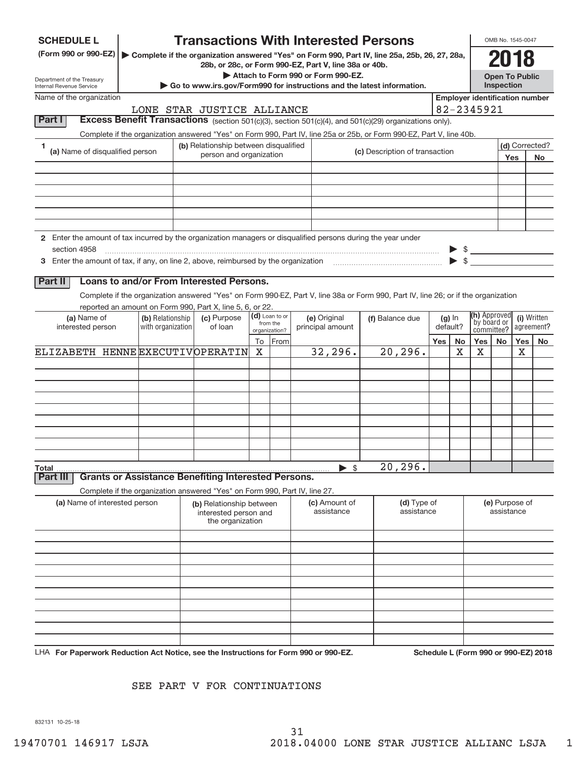# SCHEDULE L (Form 990 or 990-EZ)

## Transactions With Interested Persons

▶ Complete if the organization answered "Yes" on Form 990, Part IV, line 25a, 25b, 26, 27, 28a, 28b, or 28c, or Form 990-EZ, Part V, line 38a or 40b.
▶ Attach to Form 990 or Form 990-EZ.
▶ Go to www.irs.gov/Form990 for instructions and the latest information.

Department of the Treasury
Internal Revenue Service

OMB No. 1545-0047

**2018**

**Open To Public Inspection**

Name of the organization: LONE STAR JUSTICE ALLIANCE

Employer identification number: 82-2345921

### Part I — Excess Benefit Transactions (section 501(c)(3), section 501(c)(4), and 501(c)(29) organizations only).

Complete if the organization answered "Yes" on Form 990, Part IV, line 25a or 25b, or Form 990-EZ, Part V, line 40b.

| 1 (a) Name of disqualified person | (b) Relationship between disqualified person and organization | (c) Description of transaction | (d) Corrected? Yes | No |
|---|---|---|---|---|
| | | | | |
| | | | | |
| | | | | |
| | | | | |
| | | | | |
| | | | | |

2 Enter the amount of tax incurred by the organization managers or disqualified persons during the year under section 4958 ▶ $

3 Enter the amount of tax, if any, on line 2, above, reimbursed by the organization ▶ $

### Part II — Loans to and/or From Interested Persons.

Complete if the organization answered "Yes" on Form 990-EZ, Part V, line 38a or Form 990, Part IV, line 26; or if the organization reported an amount on Form 990, Part X, line 5, 6, or 22.

| (a) Name of interested person | (b) Relationship with organization | (c) Purpose of loan | (d) Loan to or from the organization? To | From | (e) Original principal amount | (f) Balance due | (g) In default? Yes | No | (h) Approved by board or committee? Yes | No | (i) Written agreement? Yes | No |
|---|---|---|---|---|---|---|---|---|---|---|---|---|
| ELIZABETH HENNE | EXECUTIV | OPERATIN | X | | 32,296. | 20,296. | | X | X | | X | |
| | | | | | | | | | | | | |
| | | | | | | | | | | | | |
| | | | | | | | | | | | | |
| | | | | | | | | | | | | |
| | | | | | | | | | | | | |
| | | | | | | | | | | | | |
| | | | | | | | | | | | | |
| | | | | | | | | | | | | |
| Total | | | | | ▶ $ | 20,296. | | | | | | |

### Part III — Grants or Assistance Benefiting Interested Persons.

Complete if the organization answered "Yes" on Form 990, Part IV, line 27.

| (a) Name of interested person | (b) Relationship between interested person and the organization | (c) Amount of assistance | (d) Type of assistance | (e) Purpose of assistance |
|---|---|---|---|---|
| | | | | |
| | | | | |
| | | | | |
| | | | | |
| | | | | |
| | | | | |
| | | | | |
| | | | | |
| | | | | |
| | | | | |

LHA For Paperwork Reduction Act Notice, see the Instructions for Form 990 or 990-EZ.

Schedule L (Form 990 or 990-EZ) 2018

SEE PART V FOR CONTINUATIONS

832131 10-25-18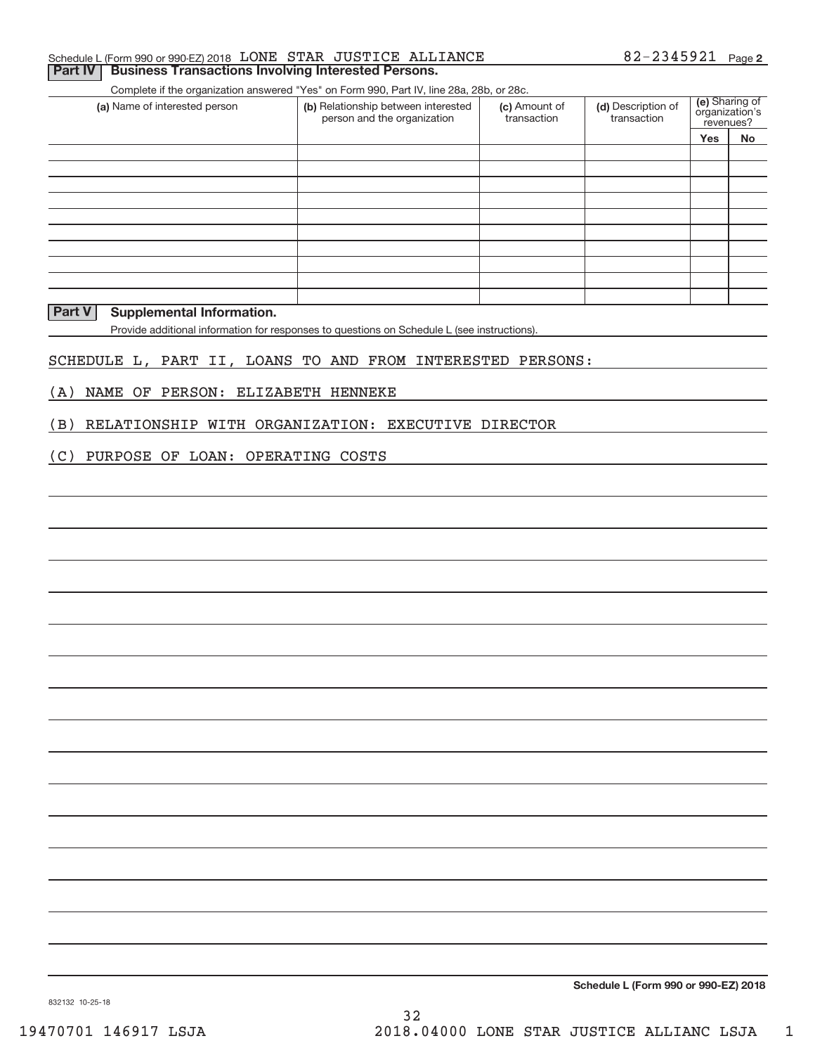Schedule L (Form 990 or 990-EZ) 2018 LONE STAR JUSTICE ALLIANCE 82-2345921 Page 2

## Part IV Business Transactions Involving Interested Persons.

Complete if the organization answered "Yes" on Form 990, Part IV, line 28a, 28b, or 28c.

| (a) Name of interested person | (b) Relationship between interested person and the organization | (c) Amount of transaction | (d) Description of transaction | (e) Sharing of organization's revenues? | |
|---|---|---|---|---|---|
| | | | | Yes | No |
| | | | | | |
| | | | | | |
| | | | | | |
| | | | | | |
| | | | | | |
| | | | | | |
| | | | | | |
| | | | | | |
| | | | | | |
| | | | | | |

## Part V Supplemental Information.

Provide additional information for responses to questions on Schedule L (see instructions).

SCHEDULE L, PART II, LOANS TO AND FROM INTERESTED PERSONS:

(A) NAME OF PERSON: ELIZABETH HENNEKE

(B) RELATIONSHIP WITH ORGANIZATION: EXECUTIVE DIRECTOR

(C) PURPOSE OF LOAN: OPERATING COSTS

**Schedule L (Form 990 or 990-EZ) 2018**

832132 10-25-18

19470701 146917 LSJA 2018.04000 LONE STAR JUSTICE ALLIANC LSJA 1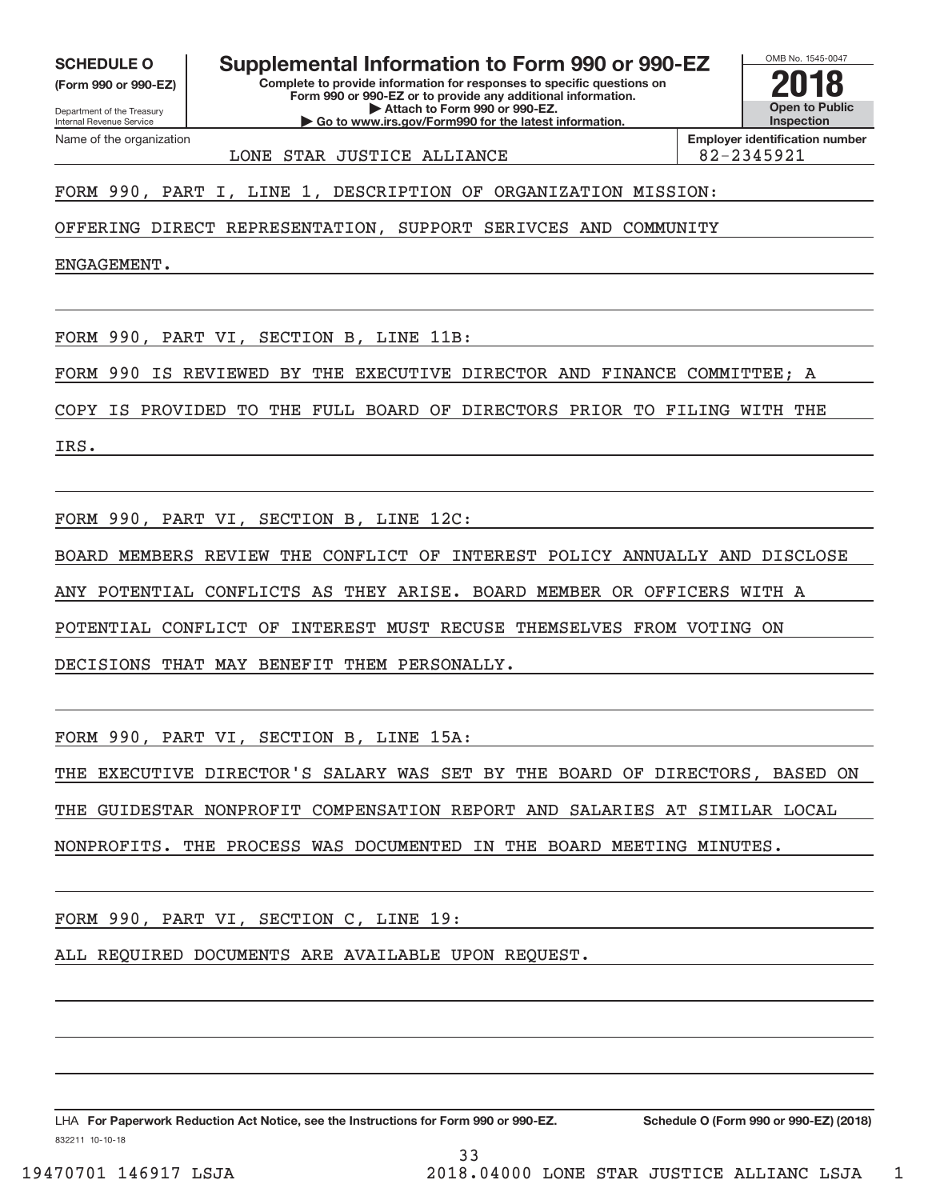**SCHEDULE O**
**(Form 990 or 990-EZ)**

Department of the Treasury
Internal Revenue Service

# Supplemental Information to Form 990 or 990-EZ

**Complete to provide information for responses to specific questions on Form 990 or 990-EZ or to provide any additional information.**
**▶ Attach to Form 990 or 990-EZ.**
**▶ Go to www.irs.gov/Form990 for the latest information.**

OMB No. 1545-0047
**2018**
**Open to Public Inspection**

Name of the organization: LONE STAR JUSTICE ALLIANCE
**Employer identification number:** 82-2345921

FORM 990, PART I, LINE 1, DESCRIPTION OF ORGANIZATION MISSION:

OFFERING DIRECT REPRESENTATION, SUPPORT SERIVCES AND COMMUNITY ENGAGEMENT.

FORM 990, PART VI, SECTION B, LINE 11B:

FORM 990 IS REVIEWED BY THE EXECUTIVE DIRECTOR AND FINANCE COMMITTEE; A COPY IS PROVIDED TO THE FULL BOARD OF DIRECTORS PRIOR TO FILING WITH THE IRS.

FORM 990, PART VI, SECTION B, LINE 12C:

BOARD MEMBERS REVIEW THE CONFLICT OF INTEREST POLICY ANNUALLY AND DISCLOSE ANY POTENTIAL CONFLICTS AS THEY ARISE. BOARD MEMBER OR OFFICERS WITH A POTENTIAL CONFLICT OF INTEREST MUST RECUSE THEMSELVES FROM VOTING ON DECISIONS THAT MAY BENEFIT THEM PERSONALLY.

FORM 990, PART VI, SECTION B, LINE 15A:

THE EXECUTIVE DIRECTOR'S SALARY WAS SET BY THE BOARD OF DIRECTORS, BASED ON THE GUIDESTAR NONPROFIT COMPENSATION REPORT AND SALARIES AT SIMILAR LOCAL NONPROFITS. THE PROCESS WAS DOCUMENTED IN THE BOARD MEETING MINUTES.

FORM 990, PART VI, SECTION C, LINE 19:

ALL REQUIRED DOCUMENTS ARE AVAILABLE UPON REQUEST.

LHA **For Paperwork Reduction Act Notice, see the Instructions for Form 990 or 990-EZ.** **Schedule O (Form 990 or 990-EZ) (2018)**
832211 10-10-18

19470701 146917 LSJA 2018.04000 LONE STAR JUSTICE ALLIANC LSJA 1